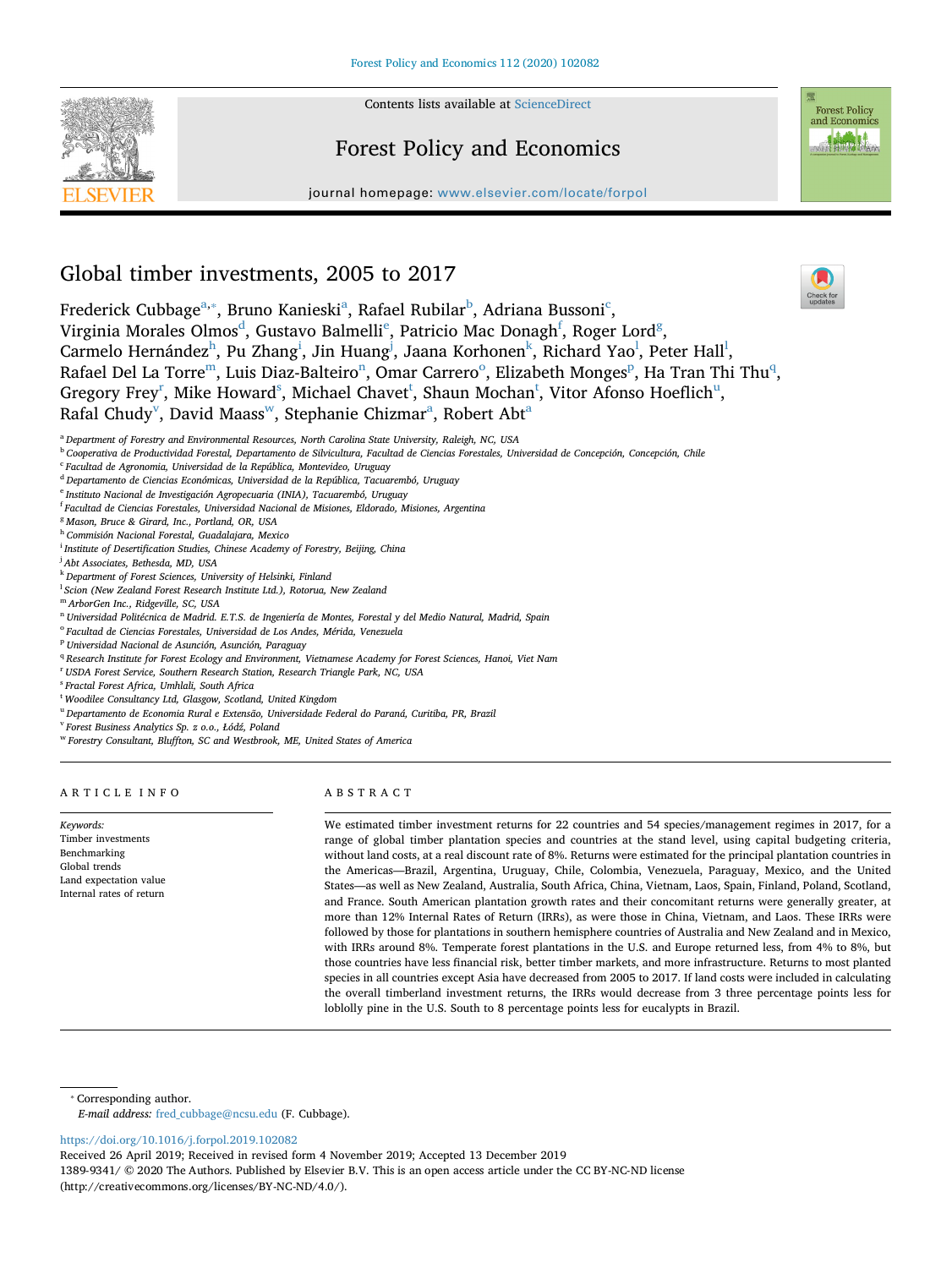# Global timber investments, 2005 to 2017

Frederick Cubbage[a,*], Bruno Kanieski[a], Rafael Rubilar[b], Adriana Bussoni[c], Virginia Morales Olmos[d], Gustavo Balmelli[e], Patricio Mac Donagh[f], Roger Lord[g], Carmelo Hernández[h], Pu Zhang[i], Jin Huang[j], Jaana Korhonen[k], Richard Yao[l], Peter Hall[l], Rafael Del La Torre[m], Luis Diaz-Balteiro[n], Omar Carrero[o], Elizabeth Monges[p], Ha Tran Thi Thu[q], Gregory Frey[r], Mike Howard[s], Michael Chavet[t], Shaun Mochan[t], Vitor Afonso Hoeflich[u], Rafal Chudy[v], David Maass[w], Stephanie Chizmar[a], Robert Abt[a]

[a] Department of Forestry and Environmental Resources, North Carolina State University, Raleigh, NC, USA
[b] Cooperativa de Productividad Forestal, Departamento de Silvicultura, Facultad de Ciencias Forestales, Universidad de Concepción, Concepción, Chile
[c] Facultad de Agronomia, Universidad de la República, Montevideo, Uruguay
[d] Departamento de Ciencias Económicas, Universidad de la República, Tacuarembó, Uruguay
[e] Instituto Nacional de Investigación Agropecuaria (INIA), Tacuarembó, Uruguay
[f] Facultad de Ciencias Forestales, Universidad Nacional de Misiones, Eldorado, Misiones, Argentina
[g] Mason, Bruce & Girard, Inc., Portland, OR, USA
[h] Commisión Nacional Forestal, Guadalajara, Mexico
[i] Institute of Desertification Studies, Chinese Academy of Forestry, Beijing, China
[j] Abt Associates, Bethesda, MD, USA
[k] Department of Forest Sciences, University of Helsinki, Finland
[l] Scion (New Zealand Forest Research Institute Ltd.), Rotorua, New Zealand
[m] ArborGen Inc., Ridgeville, SC, USA
[n] Universidad Politécnica de Madrid. E.T.S. de Ingeniería de Montes, Forestal y del Medio Natural, Madrid, Spain
[o] Facultad de Ciencias Forestales, Universidad de Los Andes, Mérida, Venezuela
[p] Universidad Nacional de Asunción, Asunción, Paraguay
[q] Research Institute for Forest Ecology and Environment, Vietnamese Academy for Forest Sciences, Hanoi, Viet Nam
[r] USDA Forest Service, Southern Research Station, Research Triangle Park, NC, USA
[s] Fractal Forest Africa, Umhlali, South Africa
[t] Woodilee Consultancy Ltd, Glasgow, Scotland, United Kingdom
[u] Departamento de Economia Rural e Extensão, Universidade Federal do Paraná, Curitiba, PR, Brazil
[v] Forest Business Analytics Sp. z o.o., Łódź, Poland
[w] Forestry Consultant, Bluffton, SC and Westbrook, ME, United States of America

## ARTICLE INFO

*Keywords:*
Timber investments
Benchmarking
Global trends
Land expectation value
Internal rates of return

## ABSTRACT

We estimated timber investment returns for 22 countries and 54 species/management regimes in 2017, for a range of global timber plantation species and countries at the stand level, using capital budgeting criteria, without land costs, at a real discount rate of 8%. Returns were estimated for the principal plantation countries in the Americas—Brazil, Argentina, Uruguay, Chile, Colombia, Venezuela, Paraguay, Mexico, and the United States—as well as New Zealand, Australia, South Africa, China, Vietnam, Laos, Spain, Finland, Poland, Scotland, and France. South American plantation growth rates and their concomitant returns were generally greater, at more than 12% Internal Rates of Return (IRRs), as were those in China, Vietnam, and Laos. These IRRs were followed by those for plantations in southern hemisphere countries of Australia and New Zealand and in Mexico, with IRRs around 8%. Temperate forest plantations in the U.S. and Europe returned less, from 4% to 8%, but those countries have less financial risk, better timber markets, and more infrastructure. Returns to most planted species in all countries except Asia have decreased from 2005 to 2017. If land costs were included in calculating the overall timberland investment returns, the IRRs would decrease from 3 three percentage points less for loblolly pine in the U.S. South to 8 percentage points less for eucalypts in Brazil.

---

* Corresponding author.
*E-mail address:* fred_cubbage@ncsu.edu (F. Cubbage).

https://doi.org/10.1016/j.forpol.2019.102082
Received 26 April 2019; Received in revised form 4 November 2019; Accepted 13 December 2019
1389-9341/ © 2020 The Authors. Published by Elsevier B.V. This is an open access article under the CC BY-NC-ND license (http://creativecommons.org/licenses/BY-NC-ND/4.0/).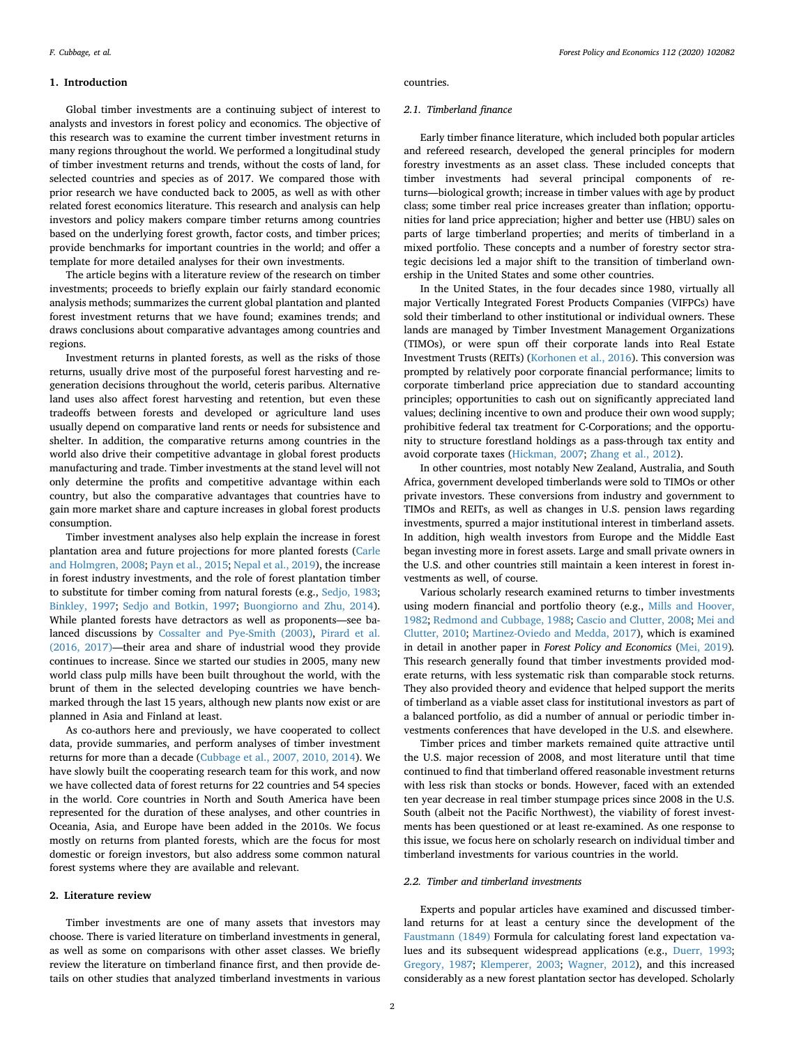## 1. Introduction

Global timber investments are a continuing subject of interest to analysts and investors in forest policy and economics. The objective of this research was to examine the current timber investment returns in many regions throughout the world. We performed a longitudinal study of timber investment returns and trends, without the costs of land, for selected countries and species as of 2017. We compared those with prior research we have conducted back to 2005, as well as with other related forest economics literature. This research and analysis can help investors and policy makers compare timber returns among countries based on the underlying forest growth, factor costs, and timber prices; provide benchmarks for important countries in the world; and offer a template for more detailed analyses for their own investments.

The article begins with a literature review of the research on timber investments; proceeds to briefly explain our fairly standard economic analysis methods; summarizes the current global plantation and planted forest investment returns that we have found; examines trends; and draws conclusions about comparative advantages among countries and regions.

Investment returns in planted forests, as well as the risks of those returns, usually drive most of the purposeful forest harvesting and regeneration decisions throughout the world, ceteris paribus. Alternative land uses also affect forest harvesting and retention, but even these tradeoffs between forests and developed or agriculture land uses usually depend on comparative land rents or needs for subsistence and shelter. In addition, the comparative returns among countries in the world also drive their competitive advantage in global forest products manufacturing and trade. Timber investments at the stand level will not only determine the profits and competitive advantage within each country, but also the comparative advantages that countries have to gain more market share and capture increases in global forest products consumption.

Timber investment analyses also help explain the increase in forest plantation area and future projections for more planted forests (Carle and Holmgren, 2008; Payn et al., 2015; Nepal et al., 2019), the increase in forest industry investments, and the role of forest plantation timber to substitute for timber coming from natural forests (e.g., Sedjo, 1983; Binkley, 1997; Sedjo and Botkin, 1997; Buongiorno and Zhu, 2014). While planted forests have detractors as well as proponents—see balanced discussions by Cossalter and Pye-Smith (2003), Pirard et al. (2016, 2017)—their area and share of industrial wood they provide continues to increase. Since we started our studies in 2005, many new world class pulp mills have been built throughout the world, with the brunt of them in the selected developing countries we have benchmarked through the last 15 years, although new plants now exist or are planned in Asia and Finland at least.

As co-authors here and previously, we have cooperated to collect data, provide summaries, and perform analyses of timber investment returns for more than a decade (Cubbage et al., 2007, 2010, 2014). We have slowly built the cooperating research team for this work, and now we have collected data of forest returns for 22 countries and 54 species in the world. Core countries in North and South America have been represented for the duration of these analyses, and other countries in Oceania, Asia, and Europe have been added in the 2010s. We focus mostly on returns from planted forests, which are the focus for most domestic or foreign investors, but also address some common natural forest systems where they are available and relevant.

## 2. Literature review

Timber investments are one of many assets that investors may choose. There is varied literature on timberland investments in general, as well as some on comparisons with other asset classes. We briefly review the literature on timberland finance first, and then provide details on other studies that analyzed timberland investments in various countries.

### 2.1. Timberland finance

Early timber finance literature, which included both popular articles and refereed research, developed the general principles for modern forestry investments as an asset class. These included concepts that timber investments had several principal components of returns—biological growth; increase in timber values with age by product class; some timber real price increases greater than inflation; opportunities for land price appreciation; higher and better use (HBU) sales on parts of large timberland properties; and merits of timberland in a mixed portfolio. These concepts and a number of forestry sector strategic decisions led a major shift to the transition of timberland ownership in the United States and some other countries.

In the United States, in the four decades since 1980, virtually all major Vertically Integrated Forest Products Companies (VIFPCs) have sold their timberland to other institutional or individual owners. These lands are managed by Timber Investment Management Organizations (TIMOs), or were spun off their corporate lands into Real Estate Investment Trusts (REITs) (Korhonen et al., 2016). This conversion was prompted by relatively poor corporate financial performance; limits to corporate timberland price appreciation due to standard accounting principles; opportunities to cash out on significantly appreciated land values; declining incentive to own and produce their own wood supply; prohibitive federal tax treatment for C-Corporations; and the opportunity to structure forestland holdings as a pass-through tax entity and avoid corporate taxes (Hickman, 2007; Zhang et al., 2012).

In other countries, most notably New Zealand, Australia, and South Africa, government developed timberlands were sold to TIMOs or other private investors. These conversions from industry and government to TIMOs and REITs, as well as changes in U.S. pension laws regarding investments, spurred a major institutional interest in timberland assets. In addition, high wealth investors from Europe and the Middle East began investing more in forest assets. Large and small private owners in the U.S. and other countries still maintain a keen interest in forest investments as well, of course.

Various scholarly research examined returns to timber investments using modern financial and portfolio theory (e.g., Mills and Hoover, 1982; Redmond and Cubbage, 1988; Cascio and Clutter, 2008; Mei and Clutter, 2010; Martinez-Oviedo and Medda, 2017), which is examined in detail in another paper in *Forest Policy and Economics* (Mei, 2019). This research generally found that timber investments provided moderate returns, with less systematic risk than comparable stock returns. They also provided theory and evidence that helped support the merits of timberland as a viable asset class for institutional investors as part of a balanced portfolio, as did a number of annual or periodic timber investments conferences that have developed in the U.S. and elsewhere.

Timber prices and timber markets remained quite attractive until the U.S. major recession of 2008, and most literature until that time continued to find that timberland offered reasonable investment returns with less risk than stocks or bonds. However, faced with an extended ten year decrease in real timber stumpage prices since 2008 in the U.S. South (albeit not the Pacific Northwest), the viability of forest investments has been questioned or at least re-examined. As one response to this issue, we focus here on scholarly research on individual timber and timberland investments for various countries in the world.

### 2.2. Timber and timberland investments

Experts and popular articles have examined and discussed timberland returns for at least a century since the development of the Faustmann (1849) Formula for calculating forest land expectation values and its subsequent widespread applications (e.g., Duerr, 1993; Gregory, 1987; Klemperer, 2003; Wagner, 2012), and this increased considerably as a new forest plantation sector has developed. Scholarly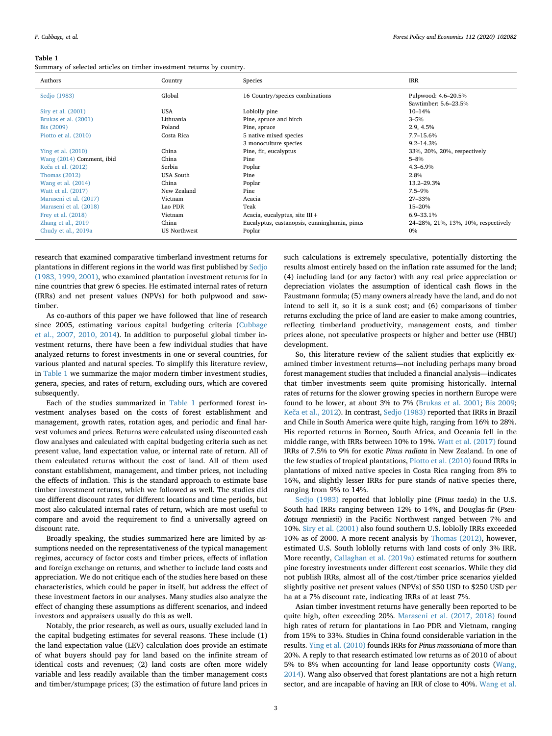**Table 1**
Summary of selected articles on timber investment returns by country.

| Authors | Country | Species | IRR |
|---|---|---|---|
| Sedjo (1983) | Global | 16 Country/species combinations | Pulpwood: 4.6–20.5% |
| | | | Sawtimber: 5.6–23.5% |
| Siry et al. (2001) | USA | Loblolly pine | 10–14% |
| Brukas et al. (2001) | Lithuania | Pine, spruce and birch | 3–5% |
| Bis (2009) | Poland | Pine, spruce | 2.9, 4.5% |
| Piotto et al. (2010) | Costa Rica | 5 native mixed species | 7.7–15.6% |
| | | 3 monoculture species | 9.2–14.3% |
| Ying et al. (2010) | China | Pine, fir, eucalyptus | 33%, 20%, 20%, respectively |
| Wang (2014) Comment, ibid | China | Pine | 5–8% |
| Keča et al. (2012) | Serbia | Poplar | 4.3–6.9% |
| Thomas (2012) | USA South | Pine | 2.8% |
| Wang et al. (2014) | China | Poplar | 13.2–29.3% |
| Watt et al. (2017) | New Zealand | Pine | 7.5–9% |
| Maraseni et al. (2017) | Vietnam | Acacia | 27–33% |
| Maraseni et al. (2018) | Lao PDR | Teak | 15–20% |
| Frey et al. (2018) | Vietnam | Acacia, eucalyptus, site III + | 6.9–33.1% |
| Zhang et al., 2019 | China | Eucalyptus, castanopsis, cunninghamia, pinus | 24–28%, 21%, 13%, 10%, respectively |
| Chudy et al., 2019a | US Northwest | Poplar | 0% |

research that examined comparative timberland investment returns for plantations in different regions in the world was first published by Sedjo (1983, 1999, 2001), who examined plantation investment returns for in nine countries that grew 6 species. He estimated internal rates of return (IRRs) and net present values (NPVs) for both pulpwood and sawtimber.

As co-authors of this paper we have followed that line of research since 2005, estimating various capital budgeting criteria (Cubbage et al., 2007, 2010, 2014). In addition to purposeful global timber investment returns, there have been a few individual studies that have analyzed returns to forest investments in one or several countries, for various planted and natural species. To simplify this literature review, in Table 1 we summarize the major modern timber investment studies, genera, species, and rates of return, excluding ours, which are covered subsequently.

Each of the studies summarized in Table 1 performed forest investment analyses based on the costs of forest establishment and management, growth rates, rotation ages, and periodic and final harvest volumes and prices. Returns were calculated using discounted cash flow analyses and calculated with capital budgeting criteria such as net present value, land expectation value, or internal rate of return. All of them calculated returns without the cost of land. All of them used constant establishment, management, and timber prices, not including the effects of inflation. This is the standard approach to estimate base timber investment returns, which we followed as well. The studies did use different discount rates for different locations and time periods, but most also calculated internal rates of return, which are most useful to compare and avoid the requirement to find a universally agreed on discount rate.

Broadly speaking, the studies summarized here are limited by assumptions needed on the representativeness of the typical management regimes, accuracy of factor costs and timber prices, effects of inflation and foreign exchange on returns, and whether to include land costs and appreciation. We do not critique each of the studies here based on these characteristics, which could be paper in itself, but address the effect of these investment factors in our analyses. Many studies also analyze the effect of changing these assumptions as different scenarios, and indeed investors and appraisers usually do this as well.

Notably, the prior research, as well as ours, usually excluded land in the capital budgeting estimates for several reasons. These include (1) the land expectation value (LEV) calculation does provide an estimate of what buyers should pay for land based on the infinite stream of identical costs and revenues; (2) land costs are often more widely variable and less readily available than the timber management costs and timber/stumpage prices; (3) the estimation of future land prices in such calculations is extremely speculative, potentially distorting the results almost entirely based on the inflation rate assumed for the land; (4) including land (or any factor) with any real price appreciation or depreciation violates the assumption of identical cash flows in the Faustmann formula; (5) many owners already have the land, and do not intend to sell it, so it is a sunk cost; and (6) comparisons of timber returns excluding the price of land are easier to make among countries, reflecting timberland productivity, management costs, and timber prices alone, not speculative prospects or higher and better use (HBU) development.

So, this literature review of the salient studies that explicitly examined timber investment returns—not including perhaps many broad forest management studies that included a financial analysis—indicates that timber investments seem quite promising historically. Internal rates of returns for the slower growing species in northern Europe were found to be lower, at about 3% to 7% (Brukas et al. 2001; Bis 2009; Keča et al., 2012). In contrast, Sedjo (1983) reported that IRRs in Brazil and Chile in South America were quite high, ranging from 16% to 28%. His reported returns in Borneo, South Africa, and Oceania fell in the middle range, with IRRs between 10% to 19%. Watt et al. (2017) found IRRs of 7.5% to 9% for exotic *Pinus radiata* in New Zealand. In one of the few studies of tropical plantations, Piotto et al. (2010) found IRRs in plantations of mixed native species in Costa Rica ranging from 8% to 16%, and slightly lesser IRRs for pure stands of native species there, ranging from 9% to 14%.

Sedjo (1983) reported that loblolly pine (*Pinus taeda*) in the U.S. South had IRRs ranging between 12% to 14%, and Douglas-fir (*Pseudotsuga menziesii*) in the Pacific Northwest ranged between 7% and 10%. Siry et al. (2001) also found southern U.S. loblolly IRRs exceeded 10% as of 2000. More recent analysis by Thomas (2012), however, estimated U.S. South loblolly returns with land costs of only 3% IRR. More recently, Callaghan et al. (2019a) estimated returns for southern pine forestry investments under different cost scenarios. While they did not publish IRRs, almost all of the cost/timber price scenarios yielded slightly positive net present values (NPVs) of $50 USD to $250 USD per ha at a 7% discount rate, indicating IRRs of at least 7%.

Asian timber investment returns have generally been reported to be quite high, often exceeding 20%. Maraseni et al. (2017, 2018) found high rates of return for plantations in Lao PDR and Vietnam, ranging from 15% to 33%. Studies in China found considerable variation in the results. Ying et al. (2010) founds IRRs for *Pinus massoniana* of more than 20%. A reply to that research estimated low returns as of 2010 of about 5% to 8% when accounting for land lease opportunity costs (Wang, 2014). Wang also observed that forest plantations are not a high return sector, and are incapable of having an IRR of close to 40%. Wang et al.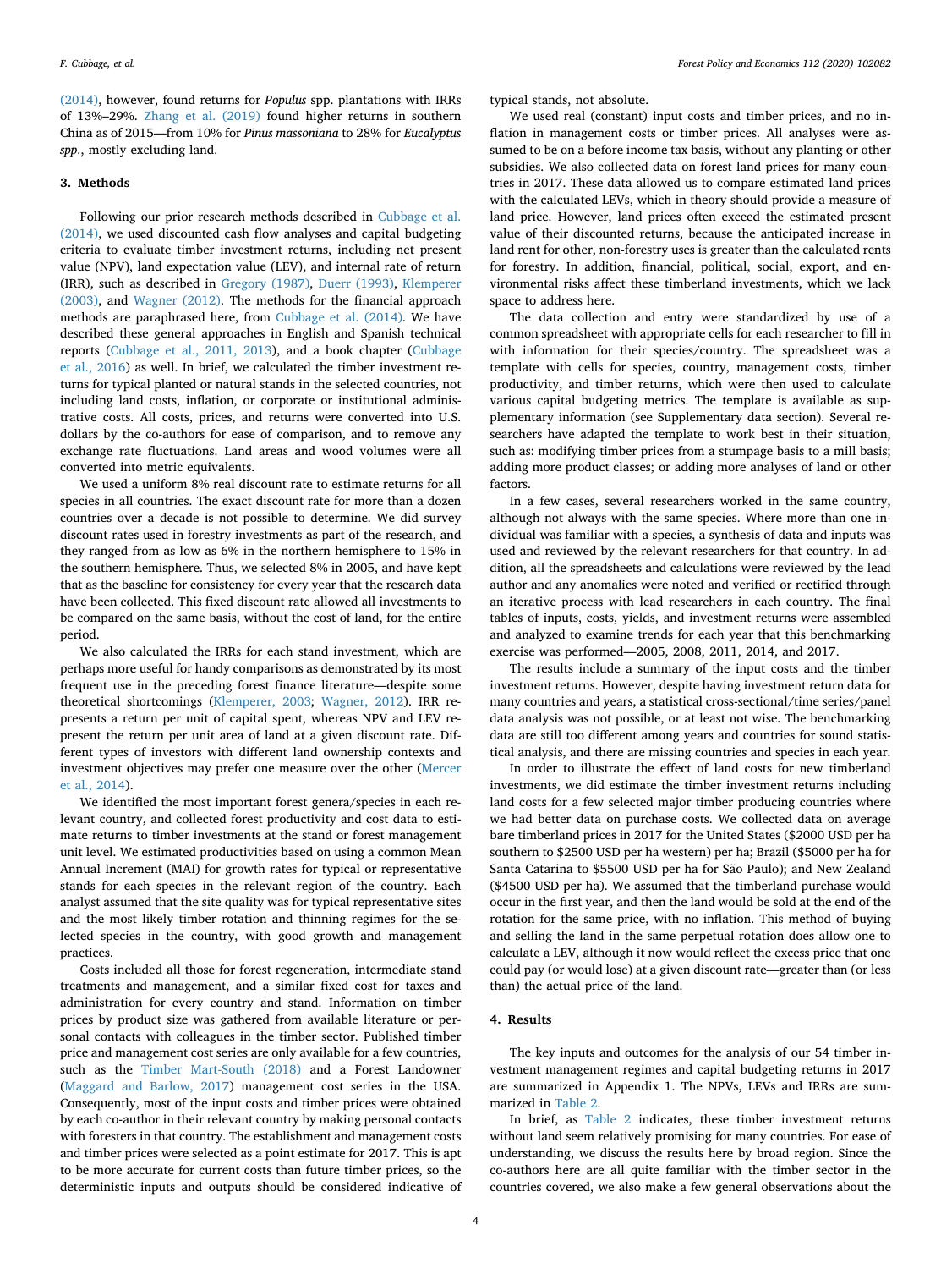(2014), however, found returns for *Populus* spp. plantations with IRRs of 13%–29%. Zhang et al. (2019) found higher returns in southern China as of 2015—from 10% for *Pinus massoniana* to 28% for *Eucalyptus spp.*, mostly excluding land.

## 3. Methods

Following our prior research methods described in Cubbage et al. (2014), we used discounted cash flow analyses and capital budgeting criteria to evaluate timber investment returns, including net present value (NPV), land expectation value (LEV), and internal rate of return (IRR), such as described in Gregory (1987), Duerr (1993), Klemperer (2003), and Wagner (2012). The methods for the financial approach methods are paraphrased here, from Cubbage et al. (2014). We have described these general approaches in English and Spanish technical reports (Cubbage et al., 2011, 2013), and a book chapter (Cubbage et al., 2016) as well. In brief, we calculated the timber investment returns for typical planted or natural stands in the selected countries, not including land costs, inflation, or corporate or institutional administrative costs. All costs, prices, and returns were converted into U.S. dollars by the co-authors for ease of comparison, and to remove any exchange rate fluctuations. Land areas and wood volumes were all converted into metric equivalents.

We used a uniform 8% real discount rate to estimate returns for all species in all countries. The exact discount rate for more than a dozen countries over a decade is not possible to determine. We did survey discount rates used in forestry investments as part of the research, and they ranged from as low as 6% in the northern hemisphere to 15% in the southern hemisphere. Thus, we selected 8% in 2005, and have kept that as the baseline for consistency for every year that the research data have been collected. This fixed discount rate allowed all investments to be compared on the same basis, without the cost of land, for the entire period.

We also calculated the IRRs for each stand investment, which are perhaps more useful for handy comparisons as demonstrated by its most frequent use in the preceding forest finance literature—despite some theoretical shortcomings (Klemperer, 2003; Wagner, 2012). IRR represents a return per unit of capital spent, whereas NPV and LEV represent the return per unit area of land at a given discount rate. Different types of investors with different land ownership contexts and investment objectives may prefer one measure over the other (Mercer et al., 2014).

We identified the most important forest genera/species in each relevant country, and collected forest productivity and cost data to estimate returns to timber investments at the stand or forest management unit level. We estimated productivities based on using a common Mean Annual Increment (MAI) for growth rates for typical or representative stands for each species in the relevant region of the country. Each analyst assumed that the site quality was for typical representative sites and the most likely timber rotation and thinning regimes for the selected species in the country, with good growth and management practices.

Costs included all those for forest regeneration, intermediate stand treatments and management, and a similar fixed cost for taxes and administration for every country and stand. Information on timber prices by product size was gathered from available literature or personal contacts with colleagues in the timber sector. Published timber price and management cost series are only available for a few countries, such as the Timber Mart-South (2018) and a Forest Landowner (Maggard and Barlow, 2017) management cost series in the USA. Consequently, most of the input costs and timber prices were obtained by each co-author in their relevant country by making personal contacts with foresters in that country. The establishment and management costs and timber prices were selected as a point estimate for 2017. This is apt to be more accurate for current costs than future timber prices, so the deterministic inputs and outputs should be considered indicative of typical stands, not absolute.

We used real (constant) input costs and timber prices, and no inflation in management costs or timber prices. All analyses were assumed to be on a before income tax basis, without any planting or other subsidies. We also collected data on forest land prices for many countries in 2017. These data allowed us to compare estimated land prices with the calculated LEVs, which in theory should provide a measure of land price. However, land prices often exceed the estimated present value of their discounted returns, because the anticipated increase in land rent for other, non-forestry uses is greater than the calculated rents for forestry. In addition, financial, political, social, export, and environmental risks affect these timberland investments, which we lack space to address here.

The data collection and entry were standardized by use of a common spreadsheet with appropriate cells for each researcher to fill in with information for their species/country. The spreadsheet was a template with cells for species, country, management costs, timber productivity, and timber returns, which were then used to calculate various capital budgeting metrics. The template is available as supplementary information (see Supplementary data section). Several researchers have adapted the template to work best in their situation, such as: modifying timber prices from a stumpage basis to a mill basis; adding more product classes; or adding more analyses of land or other factors.

In a few cases, several researchers worked in the same country, although not always with the same species. Where more than one individual was familiar with a species, a synthesis of data and inputs was used and reviewed by the relevant researchers for that country. In addition, all the spreadsheets and calculations were reviewed by the lead author and any anomalies were noted and verified or rectified through an iterative process with lead researchers in each country. The final tables of inputs, costs, yields, and investment returns were assembled and analyzed to examine trends for each year that this benchmarking exercise was performed—2005, 2008, 2011, 2014, and 2017.

The results include a summary of the input costs and the timber investment returns. However, despite having investment return data for many countries and years, a statistical cross-sectional/time series/panel data analysis was not possible, or at least not wise. The benchmarking data are still too different among years and countries for sound statistical analysis, and there are missing countries and species in each year.

In order to illustrate the effect of land costs for new timberland investments, we did estimate the timber investment returns including land costs for a few selected major timber producing countries where we had better data on purchase costs. We collected data on average bare timberland prices in 2017 for the United States ($2000 USD per ha southern to $2500 USD per ha western) per ha; Brazil ($5000 per ha for Santa Catarina to $5500 USD per ha for São Paulo); and New Zealand ($4500 USD per ha). We assumed that the timberland purchase would occur in the first year, and then the land would be sold at the end of the rotation for the same price, with no inflation. This method of buying and selling the land in the same perpetual rotation does allow one to calculate a LEV, although it now would reflect the excess price that one could pay (or would lose) at a given discount rate—greater than (or less than) the actual price of the land.

## 4. Results

The key inputs and outcomes for the analysis of our 54 timber investment management regimes and capital budgeting returns in 2017 are summarized in Appendix 1. The NPVs, LEVs and IRRs are summarized in Table 2.

In brief, as Table 2 indicates, these timber investment returns without land seem relatively promising for many countries. For ease of understanding, we discuss the results here by broad region. Since the co-authors here are all quite familiar with the timber sector in the countries covered, we also make a few general observations about the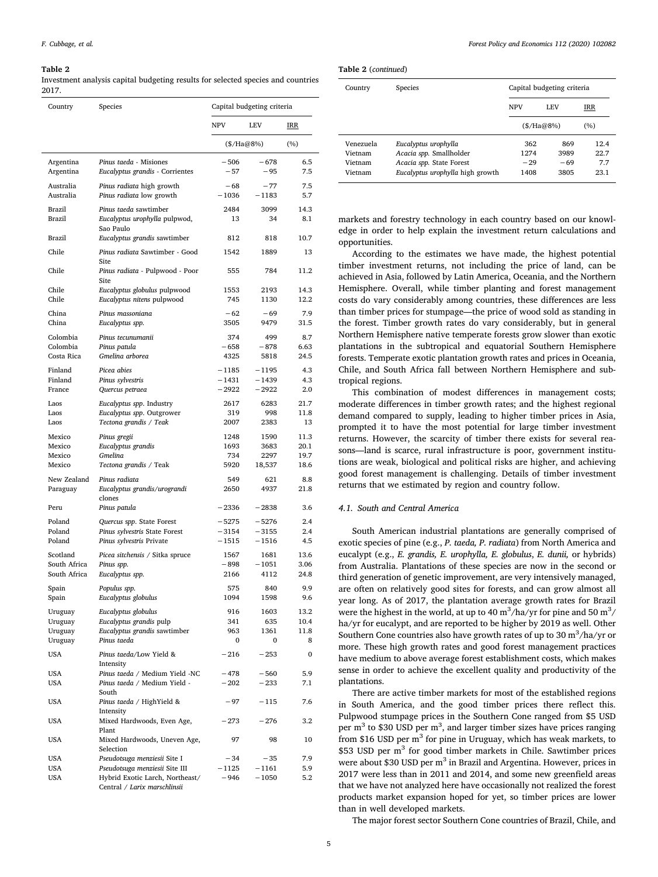**Table 2**

Investment analysis capital budgeting results for selected species and countries 2017.

| Country | Species | Capital budgeting criteria | | |
|---|---|---|---|---|
| | | NPV | LEV | IRR |
| | | ($/Ha@8%) | | (%) |
| Argentina | *Pinus taeda* - Misiones | −506 | −678 | 6.5 |
| Argentina | *Eucalyptus grandis* - Corrientes | −57 | −95 | 7.5 |
| Australia | *Pinus radiata* high growth | −68 | −77 | 7.5 |
| Australia | *Pinus radiata* low growth | −1036 | −1183 | 5.7 |
| Brazil | *Pinus taeda* sawtimber | 2484 | 3099 | 14.3 |
| Brazil | *Eucalyptus urophylla* pulpwod, Sao Paulo | 13 | 34 | 8.1 |
| Brazil | *Eucalyptus grandis* sawtimber | 812 | 818 | 10.7 |
| Chile | *Pinus radiata* Sawtimber - Good Site | 1542 | 1889 | 13 |
| Chile | *Pinus radiata* - Pulpwood - Poor Site | 555 | 784 | 11.2 |
| Chile | *Eucalyptus globulus* pulpwood | 1553 | 2193 | 14.3 |
| Chile | *Eucalyptus nitens* pulpwood | 745 | 1130 | 12.2 |
| China | *Pinus massoniana* | −62 | −69 | 7.9 |
| China | *Eucalyptus spp.* | 3505 | 9479 | 31.5 |
| Colombia | *Pinus tecunumanii* | 374 | 499 | 8.7 |
| Colombia | *Pinus patula* | −658 | −878 | 6.63 |
| Costa Rica | *Gmelina arborea* | 4325 | 5818 | 24.5 |
| Finland | *Picea abies* | −1185 | −1195 | 4.3 |
| Finland | *Pinus sylvestris* | −1431 | −1439 | 4.3 |
| France | *Quercus petraea* | −2922 | −2922 | 2.0 |
| Laos | *Eucalyptus spp.* Industry | 2617 | 6283 | 21.7 |
| Laos | *Eucalyptus spp.* Outgrower | 319 | 998 | 11.8 |
| Laos | *Tectona grandis / Teak* | 2007 | 2383 | 13 |
| Mexico | *Pinus gregii* | 1248 | 1590 | 11.3 |
| Mexico | *Eucalyptus grandis* | 1693 | 3683 | 20.1 |
| Mexico | *Gmelina* | 734 | 2297 | 19.7 |
| Mexico | *Tectona grandis* / Teak | 5920 | 18,537 | 18.6 |
| New Zealand | *Pinus radiata* | 549 | 621 | 8.8 |
| Paraguay | *Eucalyptus grandis/urograndi* clones | 2650 | 4937 | 21.8 |
| Peru | *Pinus patula* | −2336 | −2838 | 3.6 |
| Poland | *Quercus spp.* State Forest | −5275 | −5276 | 2.4 |
| Poland | *Pinus sylvestris* State Forest | −3154 | −3155 | 2.4 |
| Poland | *Pinus sylvestris* Private | −1515 | −1516 | 4.5 |
| Scotland | *Picea sitchensis* / Sitka spruce | 1567 | 1681 | 13.6 |
| South Africa | *Pinus spp.* | −898 | −1051 | 3.06 |
| South Africa | *Eucalyptus spp.* | 2166 | 4112 | 24.8 |
| Spain | *Populus spp.* | 575 | 840 | 9.9 |
| Spain | *Eucalyptus globulus* | 1094 | 1598 | 9.6 |
| Uruguay | *Eucalyptus globulus* | 916 | 1603 | 13.2 |
| Uruguay | *Eucalyptus grandis* pulp | 341 | 635 | 10.4 |
| Uruguay | *Eucalyptus grandis* sawtimber | 963 | 1361 | 11.8 |
| Uruguay | *Pinus taeda* | 0 | 0 | 8 |
| USA | *Pinus taeda*/Low Yield & Intensity | −216 | −253 | 0 |
| USA | *Pinus taeda* / Medium Yield -NC | −478 | −560 | 5.9 |
| USA | *Pinus taeda* / Medium Yield - South | −202 | −233 | 7.1 |
| USA | *Pinus taeda* / HighYield & Intensity | −97 | −115 | 7.6 |
| USA | Mixed Hardwoods, Even Age, Plant | −273 | −276 | 3.2 |
| USA | Mixed Hardwoods, Uneven Age, Selection | 97 | 98 | 10 |
| USA | *Pseudotsuga menziesii* Site I | −34 | −35 | 7.9 |
| USA | *Pseudotsuga menziesii* Site III | −1125 | −1161 | 5.9 |
| USA | Hybrid Exotic Larch, Northeast/ Central / *Larix marschlinsii* | −946 | −1050 | 5.2 |
| Venezuela | *Eucalyptus urophylla* | 362 | 869 | 12.4 |
| Vietnam | *Acacia spp.* Smallholder | 1274 | 3989 | 22.7 |
| Vietnam | *Acacia spp.* State Forest | −29 | −69 | 7.7 |
| Vietnam | *Eucalyptus urophylla* high growth | 1408 | 3805 | 23.1 |

markets and forestry technology in each country based on our knowledge in order to help explain the investment return calculations and opportunities.

According to the estimates we have made, the highest potential timber investment returns, not including the price of land, can be achieved in Asia, followed by Latin America, Oceania, and the Northern Hemisphere. Overall, while timber planting and forest management costs do vary considerably among countries, these differences are less than timber prices for stumpage—the price of wood sold as standing in the forest. Timber growth rates do vary considerably, but in general Northern Hemisphere native temperate forests grow slower than exotic plantations in the subtropical and equatorial Southern Hemisphere forests. Temperate exotic plantation growth rates and prices in Oceania, Chile, and South Africa fall between Northern Hemisphere and subtropical regions.

This combination of modest differences in management costs; moderate differences in timber growth rates; and the highest regional demand compared to supply, leading to higher timber prices in Asia, prompted it to have the most potential for large timber investment returns. However, the scarcity of timber there exists for several reasons—land is scarce, rural infrastructure is poor, government institutions are weak, biological and political risks are higher, and achieving good forest management is challenging. Details of timber investment returns that we estimated by region and country follow.

### 4.1. South and Central America

South American industrial plantations are generally comprised of exotic species of pine (e.g., *P. taeda, P. radiata*) from North America and eucalypt (e.g., *E. grandis, E. urophylla, E. globulus*, *E. dunii,* or hybrids) from Australia. Plantations of these species are now in the second or third generation of genetic improvement, are very intensively managed, are often on relatively good sites for forests, and can grow almost all year long. As of 2017, the plantation average growth rates for Brazil were the highest in the world, at up to 40 $m^3$/ha/yr for pine and 50 $m^3$/ha/yr for eucalypt, and are reported to be higher by 2019 as well. Other Southern Cone countries also have growth rates of up to 30 $m^3$/ha/yr or more. These high growth rates and good forest management practices have medium to above average forest establishment costs, which makes sense in order to achieve the excellent quality and productivity of the plantations.

There are active timber markets for most of the established regions in South America, and the good timber prices there reflect this. Pulpwood stumpage prices in the Southern Cone ranged from $5 USD per $m^3$ to $30 USD per $m^3$, and larger timber sizes have prices ranging from $16 USD per $m^3$ for pine in Uruguay, which has weak markets, to $53 USD per $m^3$ for good timber markets in Chile. Sawtimber prices were about $30 USD per $m^3$ in Brazil and Argentina. However, prices in 2017 were less than in 2011 and 2014, and some new greenfield areas that we have not analyzed here have occasionally not realized the forest products market expansion hoped for yet, so timber prices are lower than in well developed markets.

The major forest sector Southern Cone countries of Brazil, Chile, and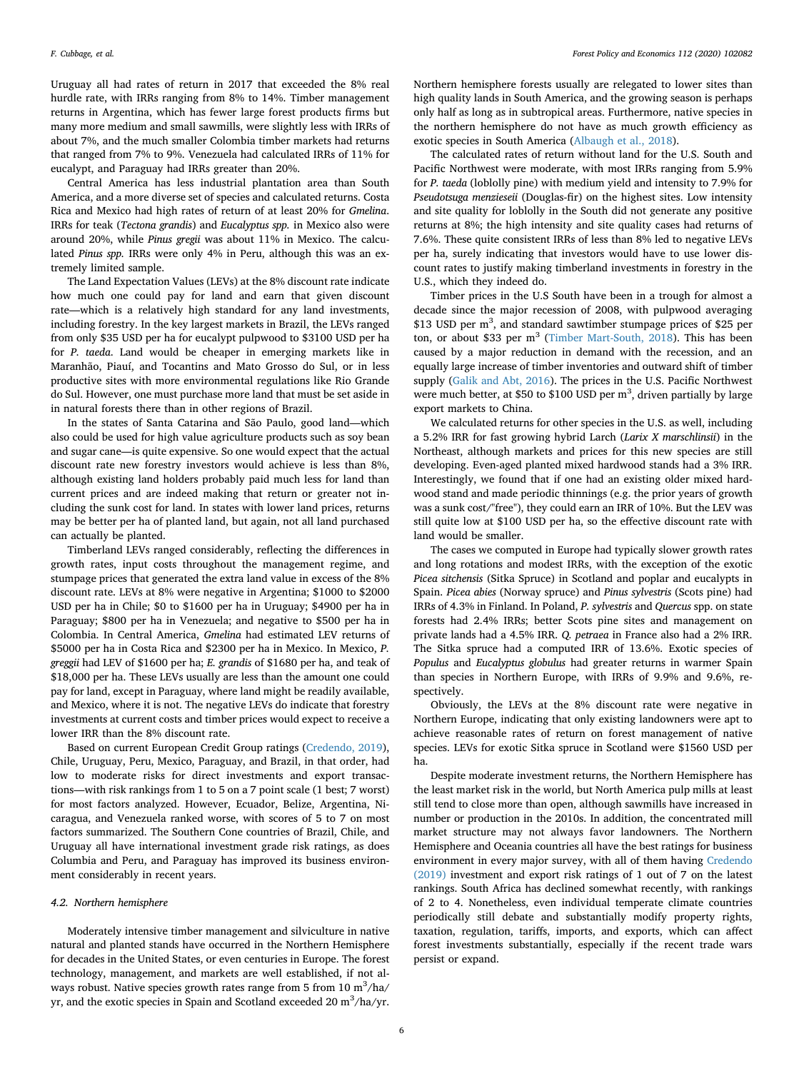Uruguay all had rates of return in 2017 that exceeded the 8% real hurdle rate, with IRRs ranging from 8% to 14%. Timber management returns in Argentina, which has fewer large forest products firms but many more medium and small sawmills, were slightly less with IRRs of about 7%, and the much smaller Colombia timber markets had returns that ranged from 7% to 9%. Venezuela had calculated IRRs of 11% for eucalypt, and Paraguay had IRRs greater than 20%.

Central America has less industrial plantation area than South America, and a more diverse set of species and calculated returns. Costa Rica and Mexico had high rates of return of at least 20% for *Gmelina*. IRRs for teak (*Tectona grandis*) and *Eucalyptus spp.* in Mexico also were around 20%, while *Pinus gregii* was about 11% in Mexico. The calculated *Pinus spp.* IRRs were only 4% in Peru, although this was an extremely limited sample.

The Land Expectation Values (LEVs) at the 8% discount rate indicate how much one could pay for land and earn that given discount rate—which is a relatively high standard for any land investments, including forestry. In the key largest markets in Brazil, the LEVs ranged from only $35 USD per ha for eucalypt pulpwood to $3100 USD per ha for *P. taeda*. Land would be cheaper in emerging markets like in Maranhão, Piauí, and Tocantins and Mato Grosso do Sul, or in less productive sites with more environmental regulations like Rio Grande do Sul. However, one must purchase more land that must be set aside in in natural forests there than in other regions of Brazil.

In the states of Santa Catarina and São Paulo, good land—which also could be used for high value agriculture products such as soy bean and sugar cane—is quite expensive. So one would expect that the actual discount rate new forestry investors would achieve is less than 8%, although existing land holders probably paid much less for land than current prices and are indeed making that return or greater not including the sunk cost for land. In states with lower land prices, returns may be better per ha of planted land, but again, not all land purchased can actually be planted.

Timberland LEVs ranged considerably, reflecting the differences in growth rates, input costs throughout the management regime, and stumpage prices that generated the extra land value in excess of the 8% discount rate. LEVs at 8% were negative in Argentina; $1000 to $2000 USD per ha in Chile; $0 to $1600 per ha in Uruguay; $4900 per ha in Paraguay; $800 per ha in Venezuela; and negative to $500 per ha in Colombia. In Central America, *Gmelina* had estimated LEV returns of $5000 per ha in Costa Rica and $2300 per ha in Mexico. In Mexico, *P. greggii* had LEV of $1600 per ha; *E. grandis* of $1680 per ha, and teak of $18,000 per ha. These LEVs usually are less than the amount one could pay for land, except in Paraguay, where land might be readily available, and Mexico, where it is not. The negative LEVs do indicate that forestry investments at current costs and timber prices would expect to receive a lower IRR than the 8% discount rate.

Based on current European Credit Group ratings (Credendo, 2019), Chile, Uruguay, Peru, Mexico, Paraguay, and Brazil, in that order, had low to moderate risks for direct investments and export transactions—with risk rankings from 1 to 5 on a 7 point scale (1 best; 7 worst) for most factors analyzed. However, Ecuador, Belize, Argentina, Nicaragua, and Venezuela ranked worse, with scores of 5 to 7 on most factors summarized. The Southern Cone countries of Brazil, Chile, and Uruguay all have international investment grade risk ratings, as does Columbia and Peru, and Paraguay has improved its business environment considerably in recent years.

### 4.2. Northern hemisphere

Moderately intensive timber management and silviculture in native natural and planted stands have occurred in the Northern Hemisphere for decades in the United States, or even centuries in Europe. The forest technology, management, and markets are well established, if not always robust. Native species growth rates range from 5 from 10 $m^3$/ha/yr, and the exotic species in Spain and Scotland exceeded 20 $m^3$/ha/yr. Northern hemisphere forests usually are relegated to lower sites than high quality lands in South America, and the growing season is perhaps only half as long as in subtropical areas. Furthermore, native species in the northern hemisphere do not have as much growth efficiency as exotic species in South America (Albaugh et al., 2018).

The calculated rates of return without land for the U.S. South and Pacific Northwest were moderate, with most IRRs ranging from 5.9% for *P. taeda* (loblolly pine) with medium yield and intensity to 7.9% for *Pseudotsuga menziesеii* (Douglas-fir) on the highest sites. Low intensity and site quality for loblolly in the South did not generate any positive returns at 8%; the high intensity and site quality cases had returns of 7.6%. These quite consistent IRRs of less than 8% led to negative LEVs per ha, surely indicating that investors would have to use lower discount rates to justify making timberland investments in forestry in the U.S., which they indeed do.

Timber prices in the U.S South have been in a trough for almost a decade since the major recession of 2008, with pulpwood averaging $13 USD per $m^3$, and standard sawtimber stumpage prices of $25 per ton, or about $33 per $m^3$ (Timber Mart-South, 2018). This has been caused by a major reduction in demand with the recession, and an equally large increase of timber inventories and outward shift of timber supply (Galik and Abt, 2016). The prices in the U.S. Pacific Northwest were much better, at $50 to $100 USD per $m^3$, driven partially by large export markets to China.

We calculated returns for other species in the U.S. as well, including a 5.2% IRR for fast growing hybrid Larch (*Larix X marschlinsii*) in the Northeast, although markets and prices for this new species are still developing. Even-aged planted mixed hardwood stands had a 3% IRR. Interestingly, we found that if one had an existing older mixed hardwood stand and made periodic thinnings (e.g. the prior years of growth was a sunk cost/"free"), they could earn an IRR of 10%. But the LEV was still quite low at $100 USD per ha, so the effective discount rate with land would be smaller.

The cases we computed in Europe had typically slower growth rates and long rotations and modest IRRs, with the exception of the exotic *Picea sitchensis* (Sitka Spruce) in Scotland and poplar and eucalypts in Spain. *Picea abies* (Norway spruce) and *Pinus sylvestris* (Scots pine) had IRRs of 4.3% in Finland. In Poland, *P. sylvestris* and *Quercus* spp. on state forests had 2.4% IRRs; better Scots pine sites and management on private lands had a 4.5% IRR. *Q. petraea* in France also had a 2% IRR. The Sitka spruce had a computed IRR of 13.6%. Exotic species of *Populus* and *Eucalyptus globulus* had greater returns in warmer Spain than species in Northern Europe, with IRRs of 9.9% and 9.6%, respectively.

Obviously, the LEVs at the 8% discount rate were negative in Northern Europe, indicating that only existing landowners were apt to achieve reasonable rates of return on forest management of native species. LEVs for exotic Sitka spruce in Scotland were $1560 USD per ha.

Despite moderate investment returns, the Northern Hemisphere has the least market risk in the world, but North America pulp mills at least still tend to close more than open, although sawmills have increased in number or production in the 2010s. In addition, the concentrated mill market structure may not always favor landowners. The Northern Hemisphere and Oceania countries all have the best ratings for business environment in every major survey, with all of them having Credendo (2019) investment and export risk ratings of 1 out of 7 on the latest rankings. South Africa has declined somewhat recently, with rankings of 2 to 4. Nonetheless, even individual temperate climate countries periodically still debate and substantially modify property rights, taxation, regulation, tariffs, imports, and exports, which can affect forest investments substantially, especially if the recent trade wars persist or expand.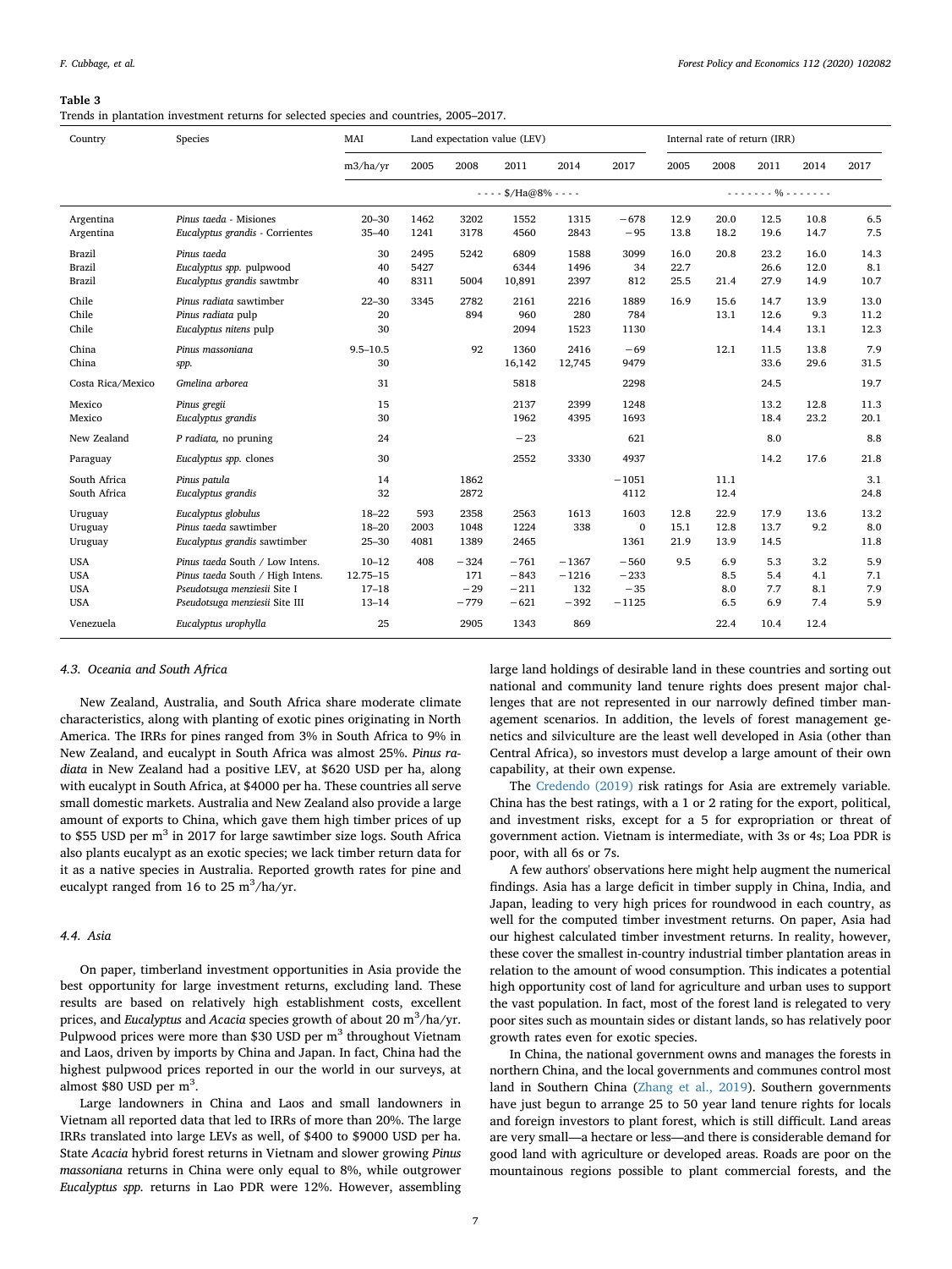**Table 3**
Trends in plantation investment returns for selected species and countries, 2005–2017.

| Country | Species | MAI | Land expectation value (LEV) | | | | | Internal rate of return (IRR) | | | | |
|---|---|---|---|---|---|---|---|---|---|---|---|---|
| | | m3/ha/yr | 2005 | 2008 | 2011 | 2014 | 2017 | 2005 | 2008 | 2011 | 2014 | 2017 |
| | | | - - - - $/Ha@8% - - - - | | | | | - - - - - - - % - - - - - - - | | | | |
| Argentina | *Pinus taeda* - Misiones | 20–30 | 1462 | 3202 | 1552 | 1315 | −678 | 12.9 | 20.0 | 12.5 | 10.8 | 6.5 |
| Argentina | *Eucalyptus grandis* - Corrientes | 35–40 | 1241 | 3178 | 4560 | 2843 | −95 | 13.8 | 18.2 | 19.6 | 14.7 | 7.5 |
| Brazil | *Pinus taeda* | 30 | 2495 | 5242 | 6809 | 1588 | 3099 | 16.0 | 20.8 | 23.2 | 16.0 | 14.3 |
| Brazil | *Eucalyptus spp.* pulpwood | 40 | 5427 | | 6344 | 1496 | 34 | 22.7 | | 26.6 | 12.0 | 8.1 |
| Brazil | *Eucalyptus grandis* sawtmbr | 40 | 8311 | 5004 | 10,891 | 2397 | 812 | 25.5 | 21.4 | 27.9 | 14.9 | 10.7 |
| Chile | *Pinus radiata* sawtimber | 22–30 | 3345 | 2782 | 2161 | 2216 | 1889 | 16.9 | 15.6 | 14.7 | 13.9 | 13.0 |
| Chile | *Pinus radiata* pulp | 20 | | 894 | 960 | 280 | 784 | | 13.1 | 12.6 | 9.3 | 11.2 |
| Chile | *Eucalyptus nitens* pulp | 30 | | | 2094 | 1523 | 1130 | | | 14.4 | 13.1 | 12.3 |
| China | *Pinus massoniana* | 9.5–10.5 | | 92 | 1360 | 2416 | −69 | | 12.1 | 11.5 | 13.8 | 7.9 |
| China | *spp.* | 30 | | | 16,142 | 12,745 | 9479 | | | 33.6 | 29.6 | 31.5 |
| Costa Rica/Mexico | *Gmelina arborea* | 31 | | | 5818 | | 2298 | | | 24.5 | | 19.7 |
| Mexico | *Pinus gregii* | 15 | | | 2137 | 2399 | 1248 | | | 13.2 | 12.8 | 11.3 |
| Mexico | *Eucalyptus grandis* | 30 | | | 1962 | 4395 | 1693 | | | 18.4 | 23.2 | 20.1 |
| New Zealand | *P radiata,* no pruning | 24 | | | −23 | | 621 | | | 8.0 | | 8.8 |
| Paraguay | *Eucalyptus spp.* clones | 30 | | | 2552 | 3330 | 4937 | | | 14.2 | 17.6 | 21.8 |
| South Africa | *Pinus patula* | 14 | | 1862 | | | −1051 | | 11.1 | | | 3.1 |
| South Africa | *Eucalyptus grandis* | 32 | | 2872 | | | 4112 | | 12.4 | | | 24.8 |
| Uruguay | *Eucalyptus globulus* | 18–22 | 593 | 2358 | 2563 | 1613 | 1603 | 12.8 | 22.9 | 17.9 | 13.6 | 13.2 |
| Uruguay | *Pinus taeda* sawtimber | 18–20 | 2003 | 1048 | 1224 | 338 | 0 | 15.1 | 12.8 | 13.7 | 9.2 | 8.0 |
| Uruguay | *Eucalyptus grandis* sawtimber | 25–30 | 4081 | 1389 | 2465 | | 1361 | 21.9 | 13.9 | 14.5 | | 11.8 |
| USA | *Pinus taeda* South / Low Intens. | 10–12 | 408 | −324 | −761 | −1367 | −560 | 9.5 | 6.9 | 5.3 | 3.2 | 5.9 |
| USA | *Pinus taeda* South / High Intens. | 12.75–15 | | 171 | −843 | −1216 | −233 | | 8.5 | 5.4 | 4.1 | 7.1 |
| USA | *Pseudotsuga menziesii* Site I | 17–18 | | −29 | −211 | 132 | −35 | | 8.0 | 7.7 | 8.1 | 7.9 |
| USA | *Pseudotsuga menziesii* Site III | 13–14 | | −779 | −621 | −392 | −1125 | | 6.5 | 6.9 | 7.4 | 5.9 |
| Venezuela | *Eucalyptus urophylla* | 25 | | 2905 | 1343 | 869 | | | 22.4 | 10.4 | 12.4 | |

### 4.3. Oceania and South Africa

New Zealand, Australia, and South Africa share moderate climate characteristics, along with planting of exotic pines originating in North America. The IRRs for pines ranged from 3% in South Africa to 9% in New Zealand, and eucalypt in South Africa was almost 25%. *Pinus radiata* in New Zealand had a positive LEV, at $620 USD per ha, along with eucalypt in South Africa, at $4000 per ha. These countries all serve small domestic markets. Australia and New Zealand also provide a large amount of exports to China, which gave them high timber prices of up to $55 USD per $m^3$ in 2017 for large sawtimber size logs. South Africa also plants eucalypt as an exotic species; we lack timber return data for it as a native species in Australia. Reported growth rates for pine and eucalypt ranged from 16 to 25 $m^3$/ha/yr.

### 4.4. Asia

On paper, timberland investment opportunities in Asia provide the best opportunity for large investment returns, excluding land. These results are based on relatively high establishment costs, excellent prices, and *Eucalyptus* and *Acacia* species growth of about 20 $m^3$/ha/yr. Pulpwood prices were more than $30 USD per $m^3$ throughout Vietnam and Laos, driven by imports by China and Japan. In fact, China had the highest pulpwood prices reported in our the world in our surveys, at almost $80 USD per $m^3$.

Large landowners in China and Laos and small landowners in Vietnam all reported data that led to IRRs of more than 20%. The large IRRs translated into large LEVs as well, of $400 to $9000 USD per ha. State *Acacia* hybrid forest returns in Vietnam and slower growing *Pinus massoniana* returns in China were only equal to 8%, while outgrower *Eucalyptus spp.* returns in Lao PDR were 12%. However, assembling large land holdings of desirable land in these countries and sorting out national and community land tenure rights does present major challenges that are not represented in our narrowly defined timber management scenarios. In addition, the levels of forest management genetics and silviculture are the least well developed in Asia (other than Central Africa), so investors must develop a large amount of their own capability, at their own expense.

The Credendo (2019) risk ratings for Asia are extremely variable. China has the best ratings, with a 1 or 2 rating for the export, political, and investment risks, except for a 5 for expropriation or threat of government action. Vietnam is intermediate, with 3s or 4s; Loa PDR is poor, with all 6s or 7s.

A few authors' observations here might help augment the numerical findings. Asia has a large deficit in timber supply in China, India, and Japan, leading to very high prices for roundwood in each country, as well for the computed timber investment returns. On paper, Asia had our highest calculated timber investment returns. In reality, however, these cover the smallest in-country industrial timber plantation areas in relation to the amount of wood consumption. This indicates a potential high opportunity cost of land for agriculture and urban uses to support the vast population. In fact, most of the forest land is relegated to very poor sites such as mountain sides or distant lands, so has relatively poor growth rates even for exotic species.

In China, the national government owns and manages the forests in northern China, and the local governments and communes control most land in Southern China (Zhang et al., 2019). Southern governments have just begun to arrange 25 to 50 year land tenure rights for locals and foreign investors to plant forest, which is still difficult. Land areas are very small—a hectare or less—and there is considerable demand for good land with agriculture or developed areas. Roads are poor on the mountainous regions possible to plant commercial forests, and the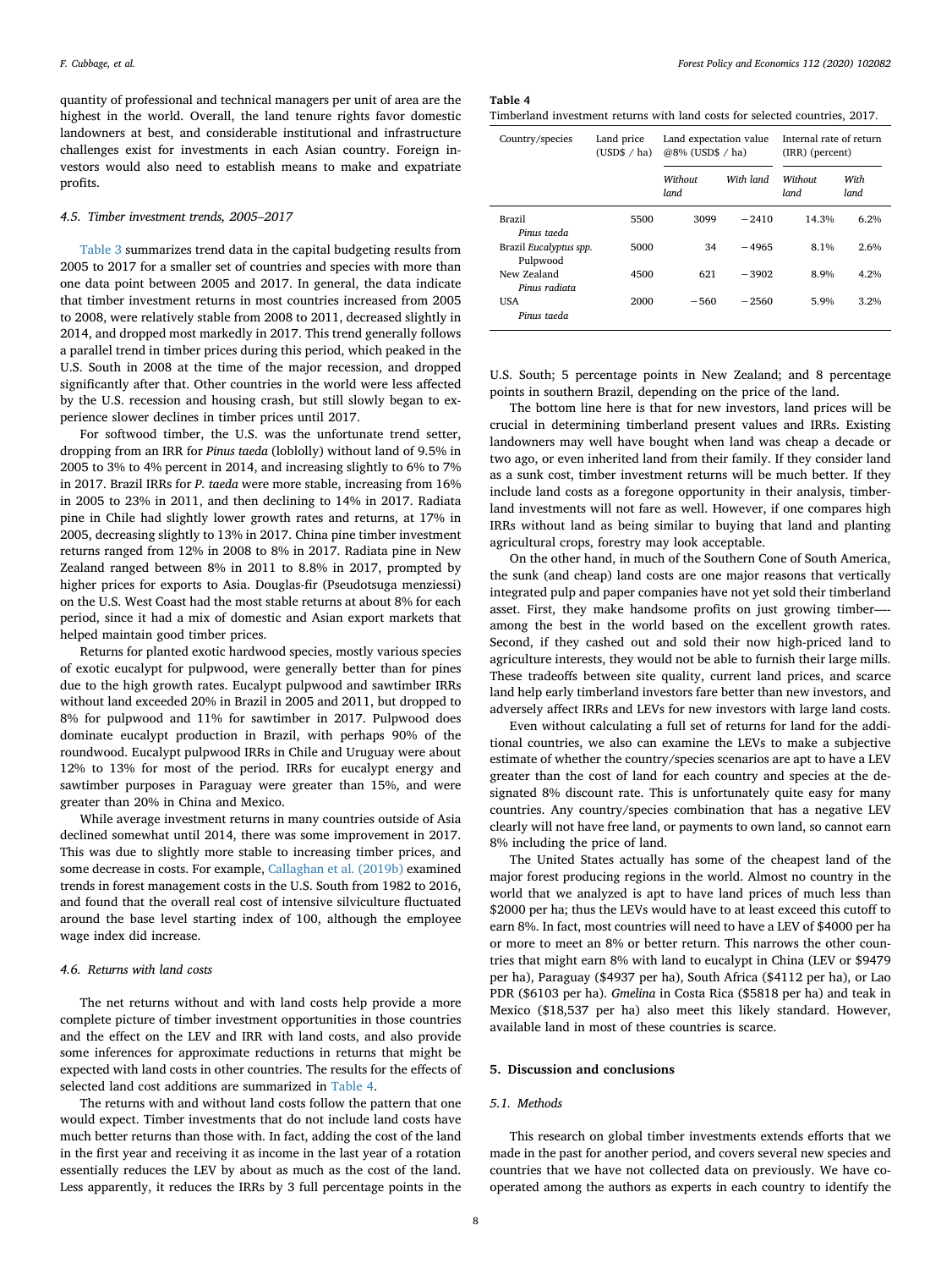quantity of professional and technical managers per unit of area are the highest in the world. Overall, the land tenure rights favor domestic landowners at best, and considerable institutional and infrastructure challenges exist for investments in each Asian country. Foreign investors would also need to establish means to make and expatriate profits.

### 4.5. Timber investment trends, 2005–2017

Table 3 summarizes trend data in the capital budgeting results from 2005 to 2017 for a smaller set of countries and species with more than one data point between 2005 and 2017. In general, the data indicate that timber investment returns in most countries increased from 2005 to 2008, were relatively stable from 2008 to 2011, decreased slightly in 2014, and dropped most markedly in 2017. This trend generally follows a parallel trend in timber prices during this period, which peaked in the U.S. South in 2008 at the time of the major recession, and dropped significantly after that. Other countries in the world were less affected by the U.S. recession and housing crash, but still slowly began to experience slower declines in timber prices until 2017.

For softwood timber, the U.S. was the unfortunate trend setter, dropping from an IRR for *Pinus taeda* (loblolly) without land of 9.5% in 2005 to 3% to 4% percent in 2014, and increasing slightly to 6% to 7% in 2017. Brazil IRRs for *P. taeda* were more stable, increasing from 16% in 2005 to 23% in 2011, and then declining to 14% in 2017. Radiata pine in Chile had slightly lower growth rates and returns, at 17% in 2005, decreasing slightly to 13% in 2017. China pine timber investment returns ranged from 12% in 2008 to 8% in 2017. Radiata pine in New Zealand ranged between 8% in 2011 to 8.8% in 2017, prompted by higher prices for exports to Asia. Douglas-fir (Pseudotsuga menziessi) on the U.S. West Coast had the most stable returns at about 8% for each period, since it had a mix of domestic and Asian export markets that helped maintain good timber prices.

Returns for planted exotic hardwood species, mostly various species of exotic eucalypt for pulpwood, were generally better than for pines due to the high growth rates. Eucalypt pulpwood and sawtimber IRRs without land exceeded 20% in Brazil in 2005 and 2011, but dropped to 8% for pulpwood and 11% for sawtimber in 2017. Pulpwood does dominate eucalypt production in Brazil, with perhaps 90% of the roundwood. Eucalypt pulpwood IRRs in Chile and Uruguay were about 12% to 13% for most of the period. IRRs for eucalypt energy and sawtimber purposes in Paraguay were greater than 15%, and were greater than 20% in China and Mexico.

While average investment returns in many countries outside of Asia declined somewhat until 2014, there was some improvement in 2017. This was due to slightly more stable to increasing timber prices, and some decrease in costs. For example, Callaghan et al. (2019b) examined trends in forest management costs in the U.S. South from 1982 to 2016, and found that the overall real cost of intensive silviculture fluctuated around the base level starting index of 100, although the employee wage index did increase.

### 4.6. Returns with land costs

The net returns without and with land costs help provide a more complete picture of timber investment opportunities in those countries and the effect on the LEV and IRR with land costs, and also provide some inferences for approximate reductions in returns that might be expected with land costs in other countries. The results for the effects of selected land cost additions are summarized in Table 4.

The returns with and without land costs follow the pattern that one would expect. Timber investments that do not include land costs have much better returns than those with. In fact, adding the cost of the land in the first year and receiving it as income in the last year of a rotation essentially reduces the LEV by about as much as the cost of the land. Less apparently, it reduces the IRRs by 3 full percentage points in the U.S. South; 5 percentage points in New Zealand; and 8 percentage points in southern Brazil, depending on the price of the land.

**Table 4**
Timberland investment returns with land costs for selected countries, 2017.

| Country/species | Land price (USD$ / ha) | Land expectation value @8% (USD$ / ha) | | Internal rate of return (IRR) (percent) | |
|---|---|---|---|---|---|
| | | *Without land* | *With land* | *Without land* | *With land* |
| Brazil *Pinus taeda* | 5500 | 3099 | −2410 | 14.3% | 6.2% |
| Brazil *Eucalyptus spp.* Pulpwood | 5000 | 34 | −4965 | 8.1% | 2.6% |
| New Zealand *Pinus radiata* | 4500 | 621 | −3902 | 8.9% | 4.2% |
| USA *Pinus taeda* | 2000 | −560 | −2560 | 5.9% | 3.2% |

The bottom line here is that for new investors, land prices will be crucial in determining timberland present values and IRRs. Existing landowners may well have bought when land was cheap a decade or two ago, or even inherited land from their family. If they consider land as a sunk cost, timber investment returns will be much better. If they include land costs as a foregone opportunity in their analysis, timberland investments will not fare as well. However, if one compares high IRRs without land as being similar to buying that land and planting agricultural crops, forestry may look acceptable.

On the other hand, in much of the Southern Cone of South America, the sunk (and cheap) land costs are one major reasons that vertically integrated pulp and paper companies have not yet sold their timberland asset. First, they make handsome profits on just growing timber—-among the best in the world based on the excellent growth rates. Second, if they cashed out and sold their now high-priced land to agriculture interests, they would not be able to furnish their large mills. These tradeoffs between site quality, current land prices, and scarce land help early timberland investors fare better than new investors, and adversely affect IRRs and LEVs for new investors with large land costs.

Even without calculating a full set of returns for land for the additional countries, we also can examine the LEVs to make a subjective estimate of whether the country/species scenarios are apt to have a LEV greater than the cost of land for each country and species at the designated 8% discount rate. This is unfortunately quite easy for many countries. Any country/species combination that has a negative LEV clearly will not have free land, or payments to own land, so cannot earn 8% including the price of land.

The United States actually has some of the cheapest land of the major forest producing regions in the world. Almost no country in the world that we analyzed is apt to have land prices of much less than $2000 per ha; thus the LEVs would have to at least exceed this cutoff to earn 8%. In fact, most countries will need to have a LEV of $4000 per ha or more to meet an 8% or better return. This narrows the other countries that might earn 8% with land to eucalypt in China (LEV or $9479 per ha), Paraguay ($4937 per ha), South Africa ($4112 per ha), or Lao PDR ($6103 per ha). *Gmelina* in Costa Rica ($5818 per ha) and teak in Mexico ($18,537 per ha) also meet this likely standard. However, available land in most of these countries is scarce.

## 5. Discussion and conclusions

### 5.1. Methods

This research on global timber investments extends efforts that we made in the past for another period, and covers several new species and countries that we have not collected data on previously. We have cooperated among the authors as experts in each country to identify the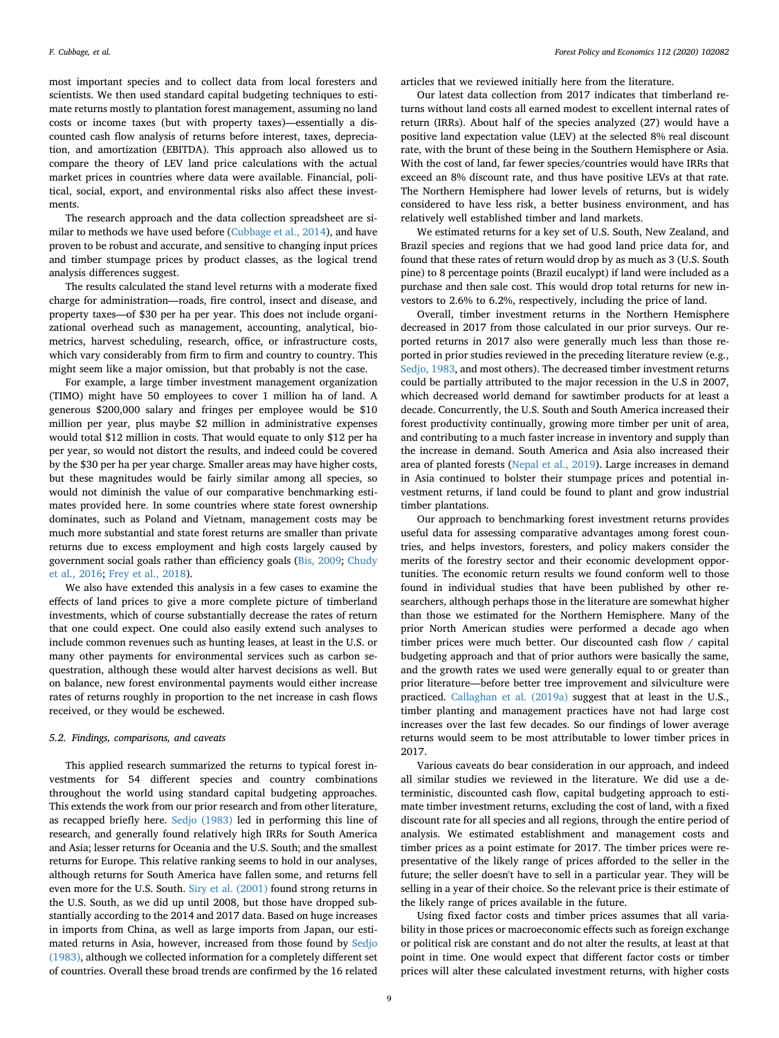most important species and to collect data from local foresters and scientists. We then used standard capital budgeting techniques to estimate returns mostly to plantation forest management, assuming no land costs or income taxes (but with property taxes)—essentially a discounted cash flow analysis of returns before interest, taxes, depreciation, and amortization (EBITDA). This approach also allowed us to compare the theory of LEV land price calculations with the actual market prices in countries where data were available. Financial, political, social, export, and environmental risks also affect these investments.

The research approach and the data collection spreadsheet are similar to methods we have used before (Cubbage et al., 2014), and have proven to be robust and accurate, and sensitive to changing input prices and timber stumpage prices by product classes, as the logical trend analysis differences suggest.

The results calculated the stand level returns with a moderate fixed charge for administration—roads, fire control, insect and disease, and property taxes—of $30 per ha per year. This does not include organizational overhead such as management, accounting, analytical, biometrics, harvest scheduling, research, office, or infrastructure costs, which vary considerably from firm to firm and country to country. This might seem like a major omission, but that probably is not the case.

For example, a large timber investment management organization (TIMO) might have 50 employees to cover 1 million ha of land. A generous $200,000 salary and fringes per employee would be $10 million per year, plus maybe $2 million in administrative expenses would total $12 million in costs. That would equate to only $12 per ha per year, so would not distort the results, and indeed could be covered by the $30 per ha per year charge. Smaller areas may have higher costs, but these magnitudes would be fairly similar among all species, so would not diminish the value of our comparative benchmarking estimates provided here. In some countries where state forest ownership dominates, such as Poland and Vietnam, management costs may be much more substantial and state forest returns are smaller than private returns due to excess employment and high costs largely caused by government social goals rather than efficiency goals (Bis, 2009; Chudy et al., 2016; Frey et al., 2018).

We also have extended this analysis in a few cases to examine the effects of land prices to give a more complete picture of timberland investments, which of course substantially decrease the rates of return that one could expect. One could also easily extend such analyses to include common revenues such as hunting leases, at least in the U.S. or many other payments for environmental services such as carbon sequestration, although these would alter harvest decisions as well. But on balance, new forest environmental payments would either increase rates of returns roughly in proportion to the net increase in cash flows received, or they would be eschewed.

### 5.2. Findings, comparisons, and caveats

This applied research summarized the returns to typical forest investments for 54 different species and country combinations throughout the world using standard capital budgeting approaches. This extends the work from our prior research and from other literature, as recapped briefly here. Sedjo (1983) led in performing this line of research, and generally found relatively high IRRs for South America and Asia; lesser returns for Oceania and the U.S. South; and the smallest returns for Europe. This relative ranking seems to hold in our analyses, although returns for South America have fallen some, and returns fell even more for the U.S. South. Siry et al. (2001) found strong returns in the U.S. South, as we did up until 2008, but those have dropped substantially according to the 2014 and 2017 data. Based on huge increases in imports from China, as well as large imports from Japan, our estimated returns in Asia, however, increased from those found by Sedjo (1983), although we collected information for a completely different set of countries. Overall these broad trends are confirmed by the 16 related articles that we reviewed initially here from the literature.

Our latest data collection from 2017 indicates that timberland returns without land costs all earned modest to excellent internal rates of return (IRRs). About half of the species analyzed (27) would have a positive land expectation value (LEV) at the selected 8% real discount rate, with the brunt of these being in the Southern Hemisphere or Asia. With the cost of land, far fewer species/countries would have IRRs that exceed an 8% discount rate, and thus have positive LEVs at that rate. The Northern Hemisphere had lower levels of returns, but is widely considered to have less risk, a better business environment, and has relatively well established timber and land markets.

We estimated returns for a key set of U.S. South, New Zealand, and Brazil species and regions that we had good land price data for, and found that these rates of return would drop by as much as 3 (U.S. South pine) to 8 percentage points (Brazil eucalypt) if land were included as a purchase and then sale cost. This would drop total returns for new investors to 2.6% to 6.2%, respectively, including the price of land.

Overall, timber investment returns in the Northern Hemisphere decreased in 2017 from those calculated in our prior surveys. Our reported returns in 2017 also were generally much less than those reported in prior studies reviewed in the preceding literature review (e.g., Sedjo, 1983, and most others). The decreased timber investment returns could be partially attributed to the major recession in the U.S in 2007, which decreased world demand for sawtimber products for at least a decade. Concurrently, the U.S. South and South America increased their forest productivity continually, growing more timber per unit of area, and contributing to a much faster increase in inventory and supply than the increase in demand. South America and Asia also increased their area of planted forests (Nepal et al., 2019). Large increases in demand in Asia continued to bolster their stumpage prices and potential investment returns, if land could be found to plant and grow industrial timber plantations.

Our approach to benchmarking forest investment returns provides useful data for assessing comparative advantages among forest countries, and helps investors, foresters, and policy makers consider the merits of the forestry sector and their economic development opportunities. The economic return results we found conform well to those found in individual studies that have been published by other researchers, although perhaps those in the literature are somewhat higher than those we estimated for the Northern Hemisphere. Many of the prior North American studies were performed a decade ago when timber prices were much better. Our discounted cash flow / capital budgeting approach and that of prior authors were basically the same, and the growth rates we used were generally equal to or greater than prior literature—before better tree improvement and silviculture were practiced. Callaghan et al. (2019a) suggest that at least in the U.S., timber planting and management practices have not had large cost increases over the last few decades. So our findings of lower average returns would seem to be most attributable to lower timber prices in 2017.

Various caveats do bear consideration in our approach, and indeed all similar studies we reviewed in the literature. We did use a deterministic, discounted cash flow, capital budgeting approach to estimate timber investment returns, excluding the cost of land, with a fixed discount rate for all species and all regions, through the entire period of analysis. We estimated establishment and management costs and timber prices as a point estimate for 2017. The timber prices were representative of the likely range of prices afforded to the seller in the future; the seller doesn't have to sell in a particular year. They will be selling in a year of their choice. So the relevant price is their estimate of the likely range of prices available in the future.

Using fixed factor costs and timber prices assumes that all variability in those prices or macroeconomic effects such as foreign exchange or political risk are constant and do not alter the results, at least at that point in time. One would expect that different factor costs or timber prices will alter these calculated investment returns, with higher costs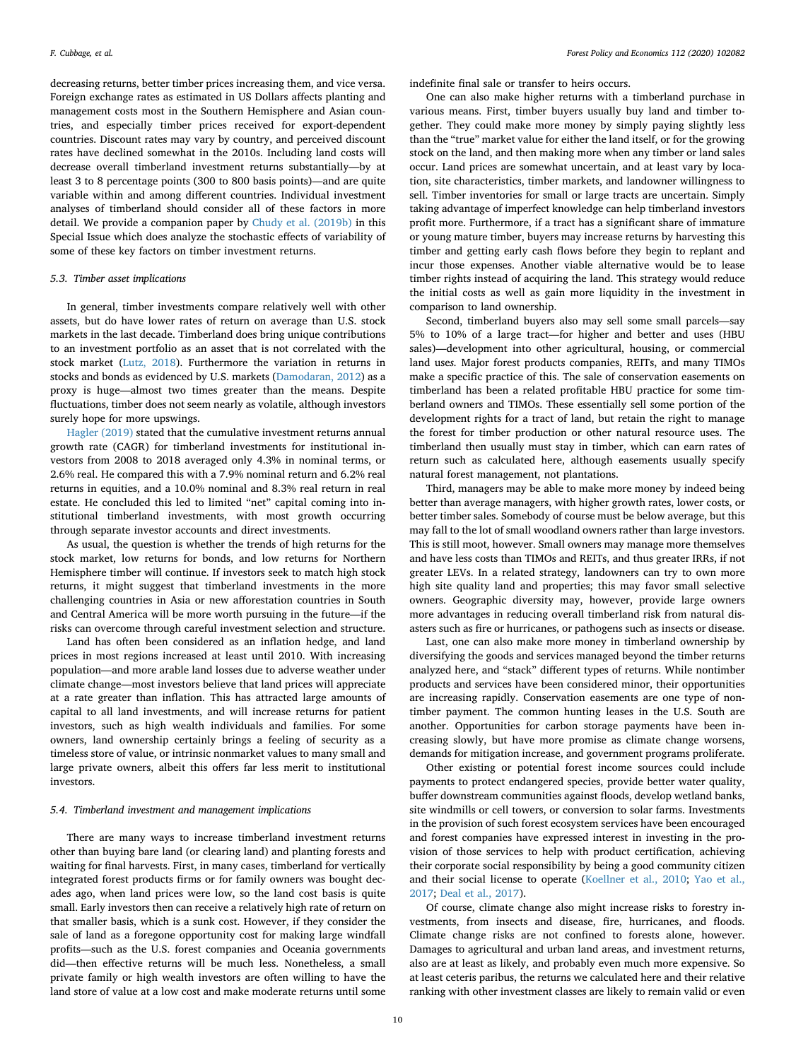decreasing returns, better timber prices increasing them, and vice versa. Foreign exchange rates as estimated in US Dollars affects planting and management costs most in the Southern Hemisphere and Asian countries, and especially timber prices received for export-dependent countries. Discount rates may vary by country, and perceived discount rates have declined somewhat in the 2010s. Including land costs will decrease overall timberland investment returns substantially—by at least 3 to 8 percentage points (300 to 800 basis points)—and are quite variable within and among different countries. Individual investment analyses of timberland should consider all of these factors in more detail. We provide a companion paper by Chudy et al. (2019b) in this Special Issue which does analyze the stochastic effects of variability of some of these key factors on timber investment returns.

### 5.3. Timber asset implications

In general, timber investments compare relatively well with other assets, but do have lower rates of return on average than U.S. stock markets in the last decade. Timberland does bring unique contributions to an investment portfolio as an asset that is not correlated with the stock market (Lutz, 2018). Furthermore the variation in returns in stocks and bonds as evidenced by U.S. markets (Damodaran, 2012) as a proxy is huge—almost two times greater than the means. Despite fluctuations, timber does not seem nearly as volatile, although investors surely hope for more upswings.

Hagler (2019) stated that the cumulative investment returns annual growth rate (CAGR) for timberland investments for institutional investors from 2008 to 2018 averaged only 4.3% in nominal terms, or 2.6% real. He compared this with a 7.9% nominal return and 6.2% real returns in equities, and a 10.0% nominal and 8.3% real return in real estate. He concluded this led to limited "net" capital coming into institutional timberland investments, with most growth occurring through separate investor accounts and direct investments.

As usual, the question is whether the trends of high returns for the stock market, low returns for bonds, and low returns for Northern Hemisphere timber will continue. If investors seek to match high stock returns, it might suggest that timberland investments in the more challenging countries in Asia or new afforestation countries in South and Central America will be more worth pursuing in the future—if the risks can overcome through careful investment selection and structure.

Land has often been considered as an inflation hedge, and land prices in most regions increased at least until 2010. With increasing population—and more arable land losses due to adverse weather under climate change—most investors believe that land prices will appreciate at a rate greater than inflation. This has attracted large amounts of capital to all land investments, and will increase returns for patient investors, such as high wealth individuals and families. For some owners, land ownership certainly brings a feeling of security as a timeless store of value, or intrinsic nonmarket values to many small and large private owners, albeit this offers far less merit to institutional investors.

### 5.4. Timberland investment and management implications

There are many ways to increase timberland investment returns other than buying bare land (or clearing land) and planting forests and waiting for final harvests. First, in many cases, timberland for vertically integrated forest products firms or for family owners was bought decades ago, when land prices were low, so the land cost basis is quite small. Early investors then can receive a relatively high rate of return on that smaller basis, which is a sunk cost. However, if they consider the sale of land as a foregone opportunity cost for making large windfall profits—such as the U.S. forest companies and Oceania governments did—then effective returns will be much less. Nonetheless, a small private family or high wealth investors are often willing to have the land store of value at a low cost and make moderate returns until some indefinite final sale or transfer to heirs occurs.

One can also make higher returns with a timberland purchase in various means. First, timber buyers usually buy land and timber together. They could make more money by simply paying slightly less than the "true" market value for either the land itself, or for the growing stock on the land, and then making more when any timber or land sales occur. Land prices are somewhat uncertain, and at least vary by location, site characteristics, timber markets, and landowner willingness to sell. Timber inventories for small or large tracts are uncertain. Simply taking advantage of imperfect knowledge can help timberland investors profit more. Furthermore, if a tract has a significant share of immature or young mature timber, buyers may increase returns by harvesting this timber and getting early cash flows before they begin to replant and incur those expenses. Another viable alternative would be to lease timber rights instead of acquiring the land. This strategy would reduce the initial costs as well as gain more liquidity in the investment in comparison to land ownership.

Second, timberland buyers also may sell some small parcels—say 5% to 10% of a large tract—for higher and better and uses (HBU sales)—development into other agricultural, housing, or commercial land uses. Major forest products companies, REITs, and many TIMOs make a specific practice of this. The sale of conservation easements on timberland has been a related profitable HBU practice for some timberland owners and TIMOs. These essentially sell some portion of the development rights for a tract of land, but retain the right to manage the forest for timber production or other natural resource uses. The timberland then usually must stay in timber, which can earn rates of return such as calculated here, although easements usually specify natural forest management, not plantations.

Third, managers may be able to make more money by indeed being better than average managers, with higher growth rates, lower costs, or better timber sales. Somebody of course must be below average, but this may fall to the lot of small woodland owners rather than large investors. This is still moot, however. Small owners may manage more themselves and have less costs than TIMOs and REITs, and thus greater IRRs, if not greater LEVs. In a related strategy, landowners can try to own more high site quality land and properties; this may favor small selective owners. Geographic diversity may, however, provide large owners more advantages in reducing overall timberland risk from natural disasters such as fire or hurricanes, or pathogens such as insects or disease.

Last, one can also make more money in timberland ownership by diversifying the goods and services managed beyond the timber returns analyzed here, and "stack" different types of returns. While nontimber products and services have been considered minor, their opportunities are increasing rapidly. Conservation easements are one type of nontimber payment. The common hunting leases in the U.S. South are another. Opportunities for carbon storage payments have been increasing slowly, but have more promise as climate change worsens, demands for mitigation increase, and government programs proliferate.

Other existing or potential forest income sources could include payments to protect endangered species, provide better water quality, buffer downstream communities against floods, develop wetland banks, site windmills or cell towers, or conversion to solar farms. Investments in the provision of such forest ecosystem services have been encouraged and forest companies have expressed interest in investing in the provision of those services to help with product certification, achieving their corporate social responsibility by being a good community citizen and their social license to operate (Koellner et al., 2010; Yao et al., 2017; Deal et al., 2017).

Of course, climate change also might increase risks to forestry investments, from insects and disease, fire, hurricanes, and floods. Climate change risks are not confined to forests alone, however. Damages to agricultural and urban land areas, and investment returns, also are at least as likely, and probably even much more expensive. So at least ceteris paribus, the returns we calculated here and their relative ranking with other investment classes are likely to remain valid or even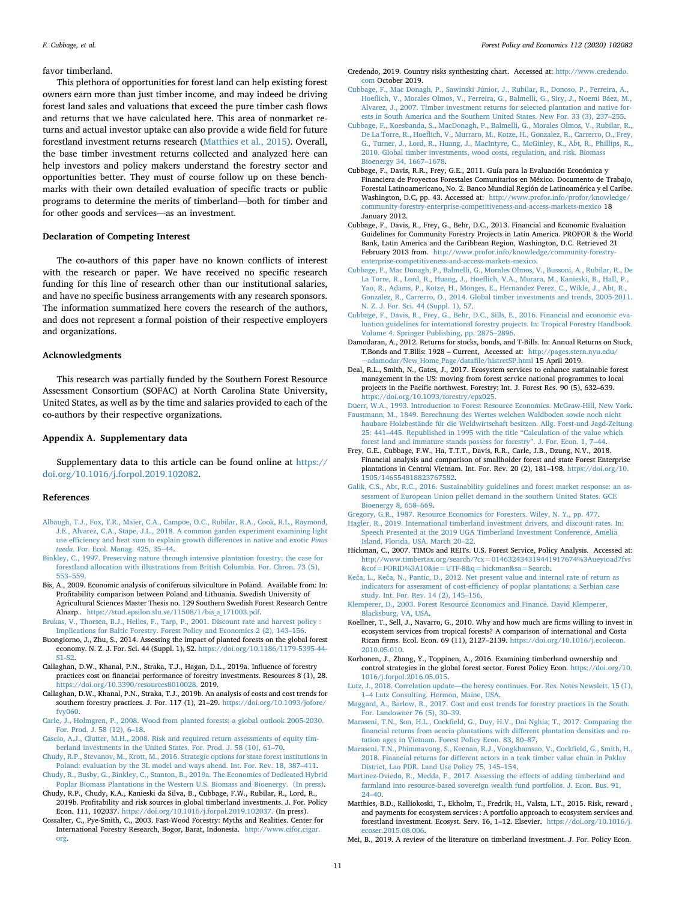favor timberland.

This plethora of opportunities for forest land can help existing forest owners earn more than just timber income, and may indeed be driving forest land sales and valuations that exceed the pure timber cash flows and returns that we have calculated here. This area of nonmarket returns and actual investor uptake can also provide a wide field for future forestland investment returns research (Matthies et al., 2015). Overall, the base timber investment returns collected and analyzed here can help investors and policy makers understand the forestry sector and opportunities better. They must of course follow up on these benchmarks with their own detailed evaluation of specific tracts or public programs to determine the merits of timberland—both for timber and for other goods and services—as an investment.

## Declaration of Competing Interest

The co-authors of this paper have no known conflicts of interest with the research or paper. We have received no specific research funding for this line of research other than our institutional salaries, and have no specific business arrangements with any research sponsors. The information summatized here covers the research of the authors, and does not represent a formal poistion of their respective employers and organizations.

## Acknowledgments

This research was partially funded by the Southern Forest Resource Assessment Consortium (SOFAC) at North Carolina State University, United States, as well as by the time and salaries provided to each of the co-authors by their respective organizations.

## Appendix A. Supplementary data

Supplementary data to this article can be found online at https://doi.org/10.1016/j.forpol.2019.102082.

## References

Albaugh, T.J., Fox, T.R., Maier, C.A., Campoe, O.C., Rubilar, R.A., Cook, R.L., Raymond, J.E., Alvarez, C.A., Stape, J.L., 2018. A common garden experiment examining light use efficiency and heat sum to explain growth differences in native and exotic *Pinus taeda*. For. Ecol. Manag. 425, 35–44.

Binkley, C., 1997. Preserving nature through intensive plantation forestry: the case for forestland allocation with illustrations from British Columbia. For. Chron. 73 (5), 553–559.

Bis, A., 2009. Economic analysis of coniferous silviculture in Poland. Available from: In: Profitability comparison between Poland and Lithuania. Swedish University of Agricultural Sciences Master Thesis no. 129 Southern Swedish Forest Research Centre Alnarp.. https://stud.epsilon.slu.se/11508/1/bis_a_171003.pdf.

Brukas, V., Thorsen, B.J., Helles, F., Tarp, P., 2001. Discount rate and harvest policy : Implications for Baltic Forestry. Forest Policy and Economics 2 (2), 143–156.

Buongiorno, J., Zhu, S., 2014. Assessing the impact of planted forests on the global forest economy. N. Z. J. For. Sci. 44 (Suppl. 1), S2. https://doi.org/10.1186/1179-5395-44-S1-S2.

Callaghan, D.W., Khanal, P.N., Straka, T.J., Hagan, D.L., 2019a. Influence of forestry practices cost on financial performance of forestry investments. Resources 8 (1), 28. https://doi.org/10.3390/resources8010028. 2019.

Callaghan, D.W., Khanal, P.N., Straka, T.J., 2019b. An analysis of costs and cost trends for southern forestry practices. J. For. 117 (1), 21–29. https://doi.org/10.1093/jofore/fvy060.

Carle, J., Holmgren, P., 2008. Wood from planted forests: a global outlook 2005-2030. For. Prod. J. 58 (12), 6–18.

Cascio, A.J., Clutter, M.H., 2008. Risk and required return assessments of equity timberland investments in the United States. For. Prod. J. 58 (10), 61–70.

Chudy, R.P., Stevanov, M., Krott, M., 2016. Strategic options for state forest institutions in Poland: evaluation by the 3L model and ways ahead. Int. For. Rev. 18, 387–411.

Chudy, R., Busby, G., Binkley, C., Stanton, B., 2019a. The Economics of Dedicated Hybrid Poplar Biomass Plantations in the Western U.S. Biomass and Bioenergy. (In press).

Chudy, R.P., Chudy, K.A., Kanieski da Silva, B., Cubbage, F.W., Rubilar, R., Lord, R., 2019b. Profitability and risk sources in global timberland investments. J. For. Policy Econ. 111, 102037. https://doi.org/10.1016/j.forpol.2019.102037. (In press).

Cossalter, C., Pye-Smith, C., 2003. Fast-Wood Forestry: Myths and Realities. Center for International Forestry Research, Bogor, Barat, Indonesia. http://www.cifor.cigar.org.

Credendo, 2019. Country risks synthesizing chart. Accessed at: http://www.credendo.com October 2019.

Cubbage, F., Mac Donagh, P., Sawinski Júnior, J., Rubilar, R., Donoso, P., Ferreira, A., Hoeflich, V., Morales Olmos, V., Ferreira, G., Balmelli, G., Siry, J., Noemi Báez, M., Alvarez, J., 2007. Timber investment returns for selected plantation and native forests in South America and the Southern United States. New For. 33 (3), 237–255.

Cubbage, F., Koesbanda, S., MacDonagh, P., Balmelli, G., Morales Olmos, V., Rubilar, R., De La Torre, R., Hoeflich, V., Murraro, M., Kotze, H., Gonzalez, R., Carrerro, O., Frey, G., Turner, J., Lord, R., Huang, J., MacIntyre, C., McGinley, K., Abt, R., Phillips, R., 2010. Global timber investments, wood costs, regulation, and risk. Biomass Bioenergy 34, 1667–1678.

Cubbage, F., Davis, R.R., Frey, G.E., 2011. Guía para la Evaluación Económica y Financiera de Proyectos Forestales Comunitarios en México. Documento de Trabajo, Forestal Latinoamericano, No. 2. Banco Mundial Región de Latinoamérica y el Caribe. Washington, D.C, pp. 43. Accessed at: http://www.profor.info/profor/knowledge/community-forestry-enterprise-competitiveness-and-access-markets-mexico 18 January 2012.

Cubbage, F., Davis, R., Frey, G., Behr, D.C., 2013. Financial and Economic Evaluation Guidelines for Community Forestry Projects in Latin America. PROFOR & the World Bank, Latin America and the Caribbean Region, Washington, D.C. Retrieved 21 February 2013 from. http://www.profor.info/knowledge/community-forestry-enterprise-competitiveness-and-access-markets-mexico.

Cubbage, F., Mac Donagh, P., Balmelli, G., Morales Olmos, V., Bussoni, A., Rubilar, R., De La Torre, R., Lord, R., Huang, J., Hoeflich, V.A., Murara, M., Kanieski, B., Hall, P., Yao, R., Adams, P., Kotze, H., Monges, E., Hernandez Perez, C., Wikle, J., Abt, R., Gonzalez, R., Carrero, O., 2014. Global timber investments and trends, 2005-2011. N. Z. J. For. Sci. 44 (Suppl. 1), 57.

Cubbage, F., Davis, R., Frey, G., Behr, D.C., Sills, E., 2016. Financial and economic evaluation guidelines for international forestry projects. In: Tropical Forestry Handbook. Volume 4. Springer Publishing, pp. 2875–2896.

Damodaran, A., 2012. Returns for stocks, bonds, and T-Bills. In: Annual Returns on Stock, T.Bonds and T.Bills: 1928 – Current, Accessed at: http://pages.stern.nyu.edu/~adamodar/New_Home_Page/datafile/histretSP.html 15 April 2019.

Deal, R.L., Smith, N., Gates, J., 2017. Ecosystem services to enhance sustainable forest management in the US: moving from forest service national programmes to local projects in the Pacific northwest. Forestry: Int. J. Forest Res. 90 (5), 632–639. https://doi.org/10.1093/forestry/cpx025.

Duerr, W.A., 1993. Introduction to Forest Resource Economics. McGraw-Hill, New York.

Faustmann, M., 1849. Berechnung des Wertes welchen Waldboden sowie noch nicht haubare Holzbestände für die Weldwirtschaft besitzen. Allg. Forst-und Jagd-Zeitung 25: 441–445. Republished in 1995 with the title "Calculation of the value which forest land and immature stands possess for forestry". J. For. Econ. 1, 7–44.

Frey, G.E., Cubbage, F.W., Ha, T.T.T., Davis, R.R., Carle, J.B., Dzung, N.V., 2018. Financial analysis and comparison of smallholder forest and state Forest Enterprise plantations in Central Vietnam. Int. For. Rev. 20 (2), 181–198. https://doi.org/10.1505/146554818823767582.

Galik, C.S., Abt, R.C., 2016. Sustainability guidelines and forest market response: an assessment of European Union pellet demand in the southern United States. GCE Bioenergy 8, 658–669.

Gregory, G.R., 1987. Resource Economics for Foresters. Wiley, N. Y., pp. 477.

Hagler, R., 2019. International timberland investment drivers, and discount rates. In: Speech Presented at the 2019 UGA Timberland Investment Conference, Amelia Island, Florida, USA. March 20–22.

Hickman, C., 2007. TIMOs and REITs. U.S. Forest Service, Policy Analysis. Accessed at: http://www.timbertax.org/search/?cx=014632434319441917674%3Aueyioad7fvs&cof=FORID%3A10&ie=UTF-8&q=hickman&sa=Search.

Keča, L., Keča, N., Pantic, D., 2012. Net present value and internal rate of return as indicators for assessment of cost-efficiency of poplar plantations: a Serbian case study. Int. For. Rev. 14 (2), 145–156.

Klemperer, D., 2003. Forest Resource Economics and Finance. David Klemperer, Blacksburg, VA, USA.

Koellner, T., Sell, J., Navarro, G., 2010. Why and how much are firms willing to invest in ecosystem services from tropical forests? A comparison of international and Costa Rican firms. Ecol. Econ. 69 (11), 2127–2139. https://doi.org/10.1016/j.ecolecon.2010.05.010.

Korhonen, J., Zhang, Y., Toppinen, A., 2016. Examining timberland ownership and control strategies in the global forest sector. Forest Policy Econ. https://doi.org/10.1016/j.forpol.2016.05.015.

Lutz, J., 2018. Correlation update—the heresy continues. For. Res. Notes Newslett. 15 (1), 1–4 Lutz Consulting. Hermon, Maine, USA.

Maggard, A., Barlow, R., 2017. Cost and cost trends for forestry practices in the South. For. Landowner 76 (5), 30–39.

Maraseni, T.N., Son, H.L., Cockfield, G., Duy, H.V., Dai Nghia, T., 2017. Comparing the financial returns from acacia plantations with different plantation densities and rotation ages in Vietnam. Forest Policy Econ. 83, 80–87.

Maraseni, T.N., Phimmavong, S., Keenan, R.J., Vongkhamsao, V., Cockfield, G., Smith, H., 2018. Financial returns for different actors in a teak timber value chain in Paklay District, Lao PDR. Land Use Policy 75, 145–154.

Martinez-Oviedo, R., Medda, F., 2017. Assessing the effects of adding timberland and farmland into resource-based sovereign wealth fund portfolios. J. Econ. Bus. 91, 24–40.

Matthies, B.D., Kalliokoski, T., Ekholm, T., Fredrik, H., Valsta, L.T., 2015. Risk, reward , and payments for ecosystem services : A portfolio approach to ecosystem services and forestland investment. Ecosyst. Serv. 16, 1–12. Elsevier. https://doi.org/10.1016/j.ecoser.2015.08.006.

Mei, B., 2019. A review of the literature on timberland investment. J. For. Policy Econ.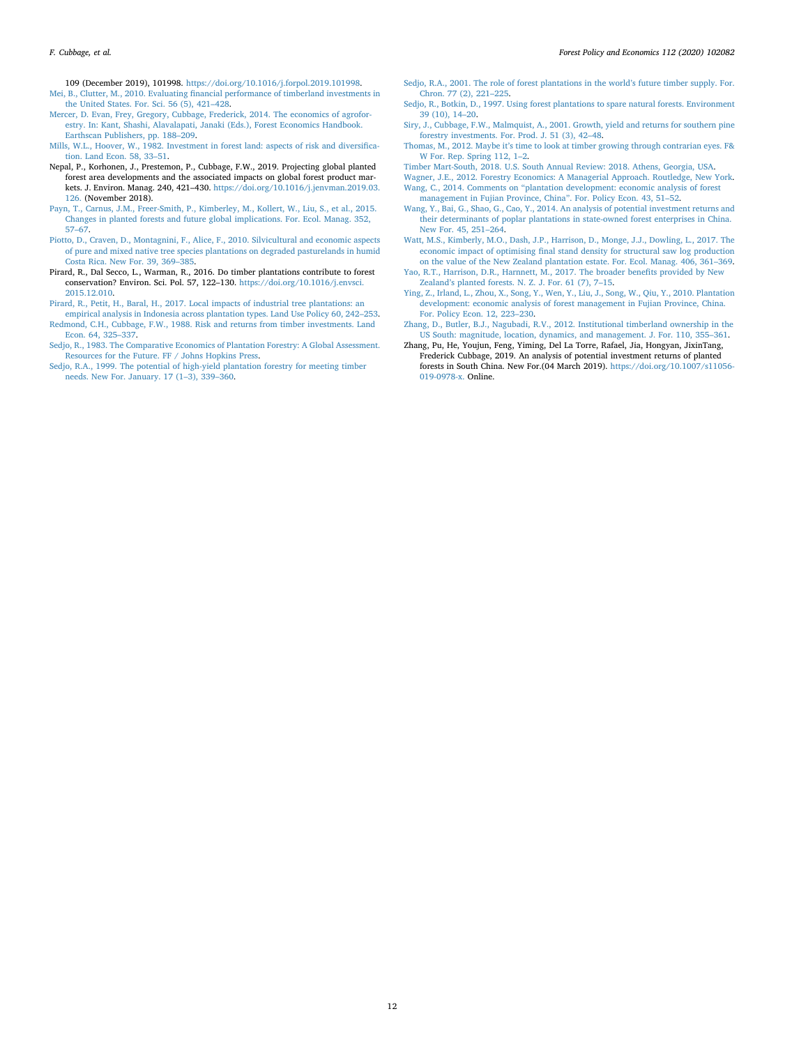109 (December 2019), 101998. https://doi.org/10.1016/j.forpol.2019.101998.

Mei, B., Clutter, M., 2010. Evaluating financial performance of timberland investments in the United States. For. Sci. 56 (5), 421–428.

Mercer, D. Evan, Frey, Gregory, Cubbage, Frederick, 2014. The economics of agroforestry. In: Kant, Shashi, Alavalapati, Janaki (Eds.), Forest Economics Handbook. Earthscan Publishers, pp. 188–209.

Mills, W.L., Hoover, W., 1982. Investment in forest land: aspects of risk and diversification. Land Econ. 58, 33–51.

Nepal, P., Korhonen, J., Prestemon, P., Cubbage, F.W., 2019. Projecting global planted forest area developments and the associated impacts on global forest product markets. J. Environ. Manag. 240, 421–430. https://doi.org/10.1016/j.jenvman.2019.03.126. (November 2018).

Payn, T., Carnus, J.M., Freer-Smith, P., Kimberley, M., Kollert, W., Liu, S., et al., 2015. Changes in planted forests and future global implications. For. Ecol. Manag. 352, 57–67.

Piotto, D., Craven, D., Montagnini, F., Alice, F., 2010. Silvicultural and economic aspects of pure and mixed native tree species plantations on degraded pasturelands in humid Costa Rica. New For. 39, 369–385.

Pirard, R., Dal Secco, L., Warman, R., 2016. Do timber plantations contribute to forest conservation? Environ. Sci. Pol. 57, 122–130. https://doi.org/10.1016/j.envsci.2015.12.010.

Pirard, R., Petit, H., Baral, H., 2017. Local impacts of industrial tree plantations: an empirical analysis in Indonesia across plantation types. Land Use Policy 60, 242–253.

Redmond, C.H., Cubbage, F.W., 1988. Risk and returns from timber investments. Land Econ. 64, 325–337.

Sedjo, R., 1983. The Comparative Economics of Plantation Forestry: A Global Assessment. Resources for the Future. FF / Johns Hopkins Press.

Sedjo, R.A., 1999. The potential of high-yield plantation forestry for meeting timber needs. New For. January. 17 (1–3), 339–360.

Sedjo, R.A., 2001. The role of forest plantations in the world's future timber supply. For. Chron. 77 (2), 221–225.

Sedjo, R., Botkin, D., 1997. Using forest plantations to spare natural forests. Environment 39 (10), 14–20.

Siry, J., Cubbage, F.W., Malmquist, A., 2001. Growth, yield and returns for southern pine forestry investments. For. Prod. J. 51 (3), 42–48.

Thomas, M., 2012. Maybe it's time to look at timber growing through contrarian eyes. F& W For. Rep. Spring 112, 1–2.

Timber Mart-South, 2018. U.S. South Annual Review: 2018. Athens, Georgia, USA.

Wagner, J.E., 2012. Forestry Economics: A Managerial Approach. Routledge, New York.

Wang, C., 2014. Comments on "plantation development: economic analysis of forest management in Fujian Province, China". For. Policy Econ. 43, 51–52.

Wang, Y., Bai, G., Shao, G., Cao, Y., 2014. An analysis of potential investment returns and their determinants of poplar plantations in state-owned forest enterprises in China. New For. 45, 251–264.

Watt, M.S., Kimberly, M.O., Dash, J.P., Harrison, D., Monge, J.J., Dowling, L., 2017. The economic impact of optimising final stand density for structural saw log production on the value of the New Zealand plantation estate. For. Ecol. Manag. 406, 361–369.

Yao, R.T., Harrison, D.R., Harnnett, M., 2017. The broader benefits provided by New Zealand's planted forests. N. Z. J. For. 61 (7), 7–15.

Ying, Z., Irland, L., Zhou, X., Song, Y., Wen, Y., Liu, J., Song, W., Qiu, Y., 2010. Plantation development: economic analysis of forest management in Fujian Province, China. For. Policy Econ. 12, 223–230.

Zhang, D., Butler, B.J., Nagubadi, R.V., 2012. Institutional timberland ownership in the US South: magnitude, location, dynamics, and management. J. For. 110, 355–361.

Zhang, Pu, He, Youjun, Feng, Yiming, Del La Torre, Rafael, Jia, Hongyan, JixinTang, Frederick Cubbage, 2019. An analysis of potential investment returns of planted forests in South China. New For.(04 March 2019). https://doi.org/10.1007/s11056-019-0978-x. Online.